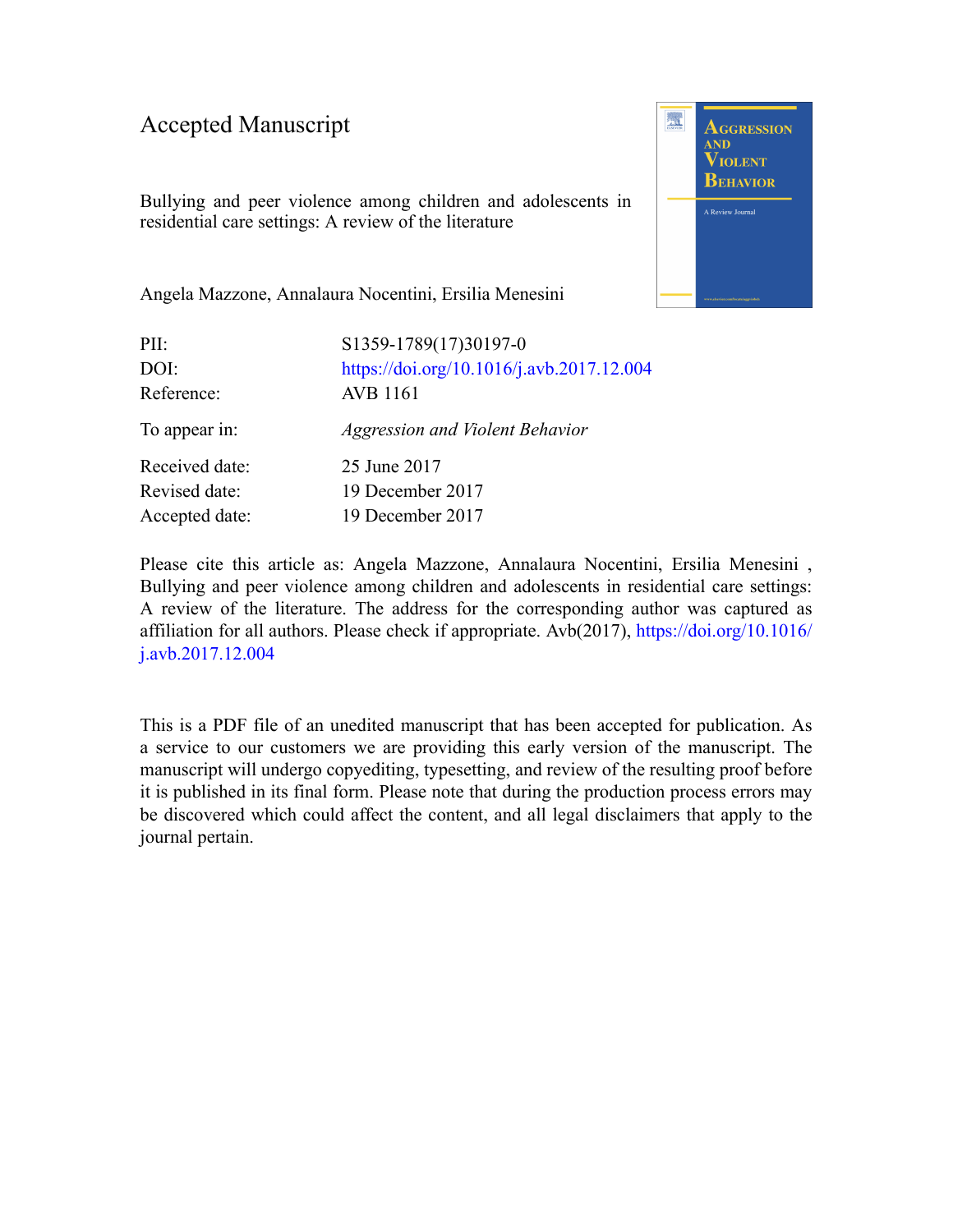Accepted Manuscript

Bullying and peer violence among children and adolescents in residential care settings: A review of the literature

Angela Mazzone, Annalaura Nocentini, Ersilia Menesini

| | |
|---|---|
| PII: | S1359-1789(17)30197-0 |
| DOI: | https://doi.org/10.1016/j.avb.2017.12.004 |
| Reference: | AVB 1161 |
| To appear in: | *Aggression and Violent Behavior* |
| Received date: | 25 June 2017 |
| Revised date: | 19 December 2017 |
| Accepted date: | 19 December 2017 |

Please cite this article as: Angela Mazzone, Annalaura Nocentini, Ersilia Menesini , Bullying and peer violence among children and adolescents in residential care settings: A review of the literature. The address for the corresponding author was captured as affiliation for all authors. Please check if appropriate. Avb(2017), https://doi.org/10.1016/j.avb.2017.12.004

This is a PDF file of an unedited manuscript that has been accepted for publication. As a service to our customers we are providing this early version of the manuscript. The manuscript will undergo copyediting, typesetting, and review of the resulting proof before it is published in its final form. Please note that during the production process errors may be discovered which could affect the content, and all legal disclaimers that apply to the journal pertain.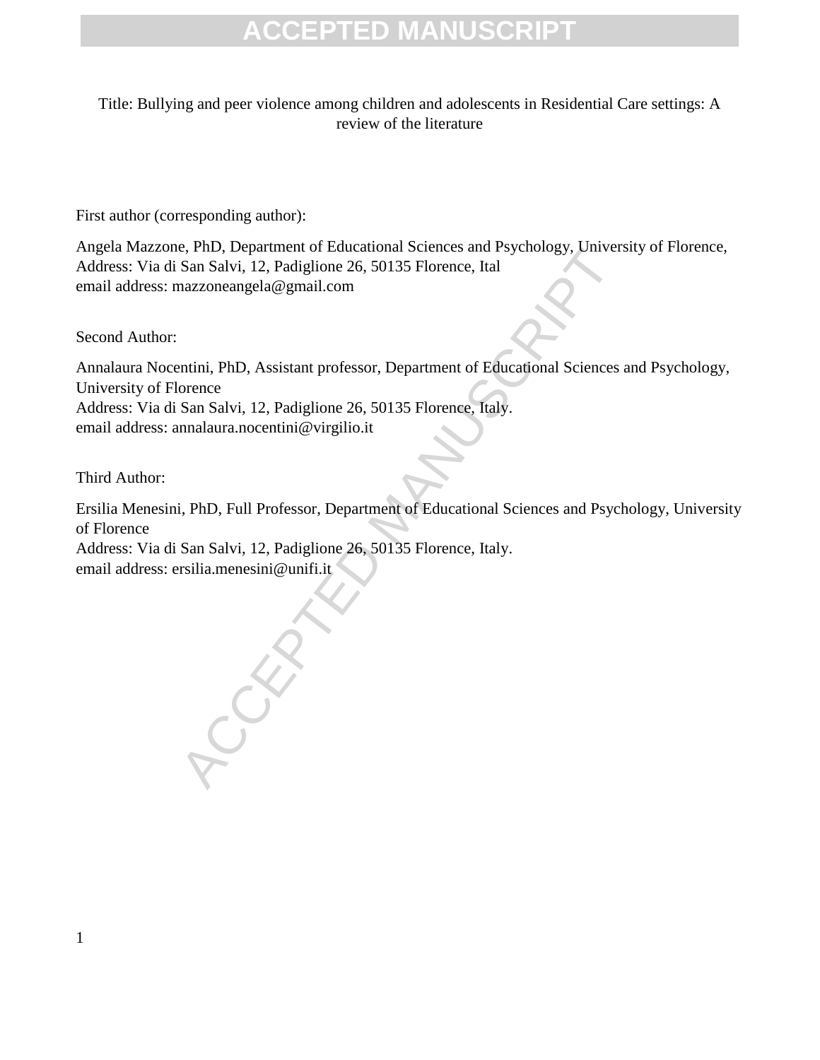Title: Bullying and peer violence among children and adolescents in Residential Care settings: A review of the literature

First author (corresponding author):

Angela Mazzone, PhD, Department of Educational Sciences and Psychology, University of Florence,
Address: Via di San Salvi, 12, Padiglione 26, 50135 Florence, Ital
email address: mazzoneangela@gmail.com

Second Author:

Annalaura Nocentini, PhD, Assistant professor, Department of Educational Sciences and Psychology, University of Florence
Address: Via di San Salvi, 12, Padiglione 26, 50135 Florence, Italy.
email address: annalaura.nocentini@virgilio.it

Third Author:

Ersilia Menesini, PhD, Full Professor, Department of Educational Sciences and Psychology, University of Florence
Address: Via di San Salvi, 12, Padiglione 26, 50135 Florence, Italy.
email address: ersilia.menesini@unifi.it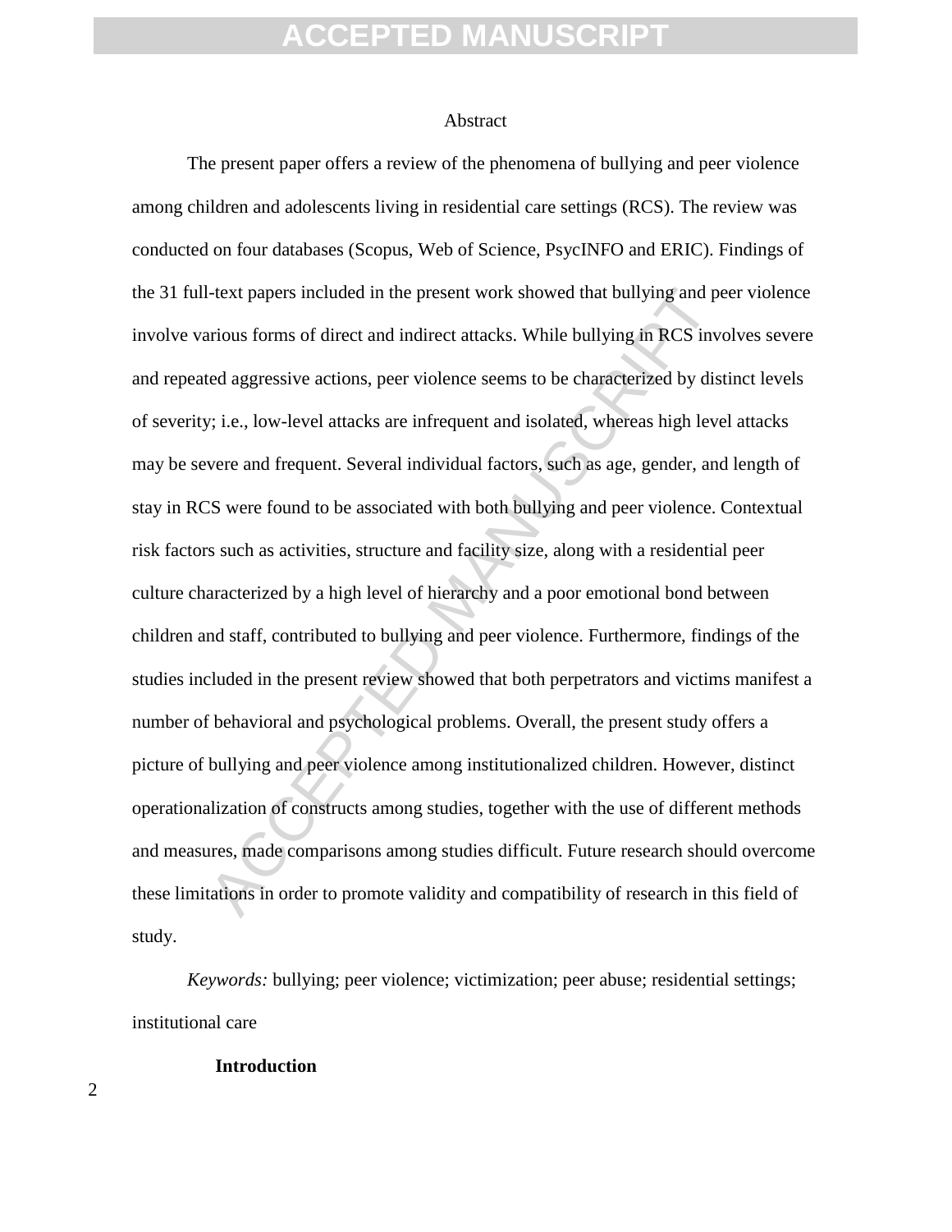## Abstract

The present paper offers a review of the phenomena of bullying and peer violence among children and adolescents living in residential care settings (RCS). The review was conducted on four databases (Scopus, Web of Science, PsycINFO and ERIC). Findings of the 31 full-text papers included in the present work showed that bullying and peer violence involve various forms of direct and indirect attacks. While bullying in RCS involves severe and repeated aggressive actions, peer violence seems to be characterized by distinct levels of severity; i.e., low-level attacks are infrequent and isolated, whereas high level attacks may be severe and frequent. Several individual factors, such as age, gender, and length of stay in RCS were found to be associated with both bullying and peer violence. Contextual risk factors such as activities, structure and facility size, along with a residential peer culture characterized by a high level of hierarchy and a poor emotional bond between children and staff, contributed to bullying and peer violence. Furthermore, findings of the studies included in the present review showed that both perpetrators and victims manifest a number of behavioral and psychological problems. Overall, the present study offers a picture of bullying and peer violence among institutionalized children. However, distinct operationalization of constructs among studies, together with the use of different methods and measures, made comparisons among studies difficult. Future research should overcome these limitations in order to promote validity and compatibility of research in this field of study.

*Keywords:* bullying; peer violence; victimization; peer abuse; residential settings; institutional care

## Introduction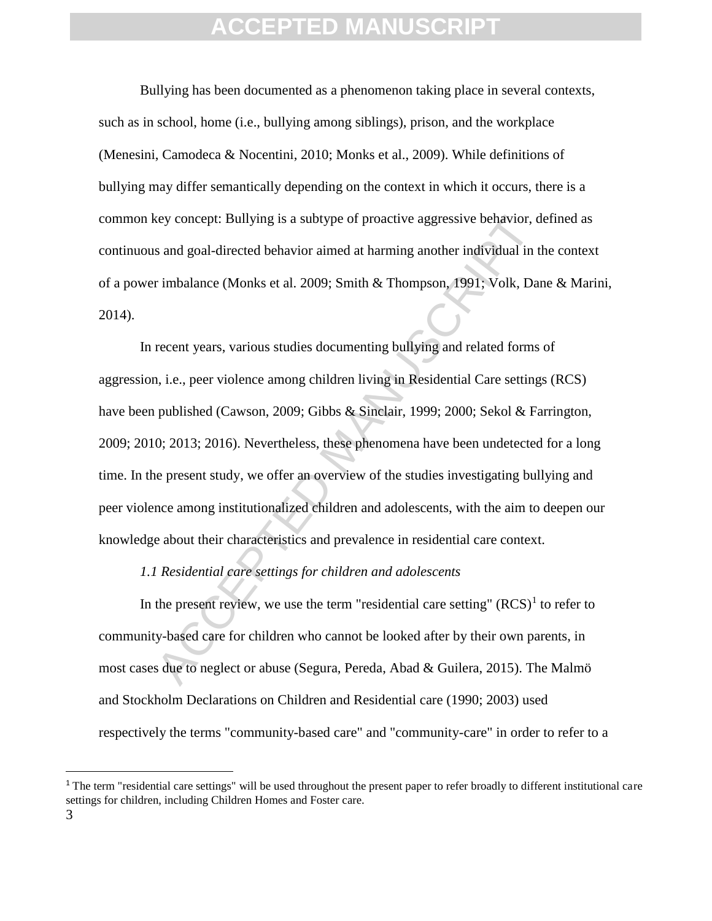Bullying has been documented as a phenomenon taking place in several contexts, such as in school, home (i.e., bullying among siblings), prison, and the workplace (Menesini, Camodeca & Nocentini, 2010; Monks et al., 2009). While definitions of bullying may differ semantically depending on the context in which it occurs, there is a common key concept: Bullying is a subtype of proactive aggressive behavior, defined as continuous and goal-directed behavior aimed at harming another individual in the context of a power imbalance (Monks et al. 2009; Smith & Thompson, 1991; Volk, Dane & Marini, 2014).

In recent years, various studies documenting bullying and related forms of aggression, i.e., peer violence among children living in Residential Care settings (RCS) have been published (Cawson, 2009; Gibbs & Sinclair, 1999; 2000; Sekol & Farrington, 2009; 2010; 2013; 2016). Nevertheless, these phenomena have been undetected for a long time. In the present study, we offer an overview of the studies investigating bullying and peer violence among institutionalized children and adolescents, with the aim to deepen our knowledge about their characteristics and prevalence in residential care context.

*1.1 Residential care settings for children and adolescents*

In the present review, we use the term "residential care setting" (RCS)[1] to refer to community-based care for children who cannot be looked after by their own parents, in most cases due to neglect or abuse (Segura, Pereda, Abad & Guilera, 2015). The Malmö and Stockholm Declarations on Children and Residential care (1990; 2003) used respectively the terms "community-based care" and "community-care" in order to refer to a

[1] The term "residential care settings" will be used throughout the present paper to refer broadly to different institutional care settings for children, including Children Homes and Foster care.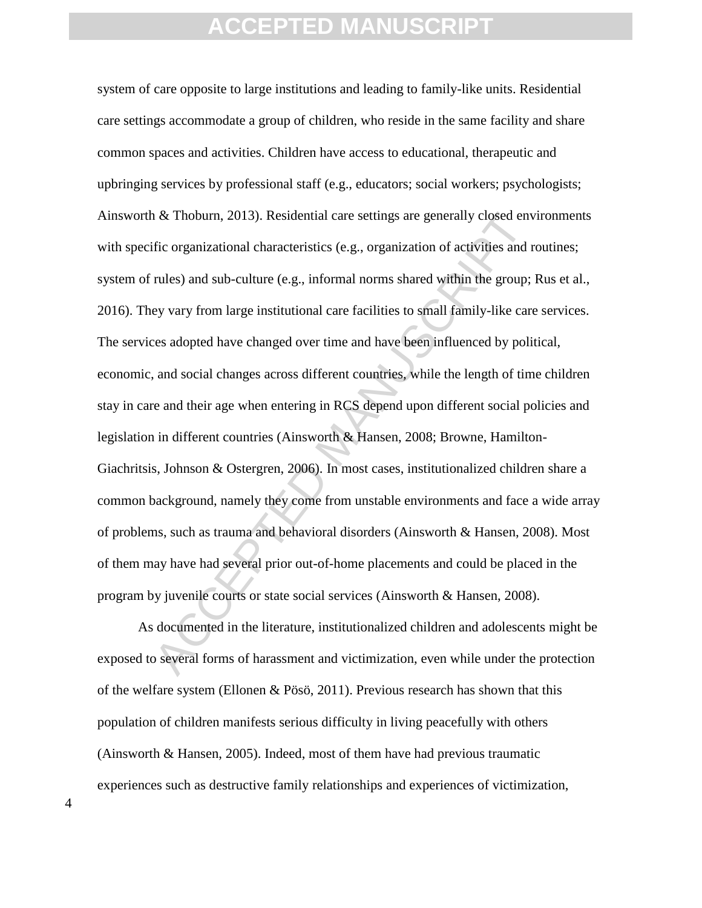system of care opposite to large institutions and leading to family-like units. Residential care settings accommodate a group of children, who reside in the same facility and share common spaces and activities. Children have access to educational, therapeutic and upbringing services by professional staff (e.g., educators; social workers; psychologists; Ainsworth & Thoburn, 2013). Residential care settings are generally closed environments with specific organizational characteristics (e.g., organization of activities and routines; system of rules) and sub-culture (e.g., informal norms shared within the group; Rus et al., 2016). They vary from large institutional care facilities to small family-like care services. The services adopted have changed over time and have been influenced by political, economic, and social changes across different countries, while the length of time children stay in care and their age when entering in RCS depend upon different social policies and legislation in different countries (Ainsworth & Hansen, 2008; Browne, Hamilton-Giachritsis, Johnson & Ostergren, 2006). In most cases, institutionalized children share a common background, namely they come from unstable environments and face a wide array of problems, such as trauma and behavioral disorders (Ainsworth & Hansen, 2008). Most of them may have had several prior out-of-home placements and could be placed in the program by juvenile courts or state social services (Ainsworth & Hansen, 2008).

As documented in the literature, institutionalized children and adolescents might be exposed to several forms of harassment and victimization, even while under the protection of the welfare system (Ellonen & Pösö, 2011). Previous research has shown that this population of children manifests serious difficulty in living peacefully with others (Ainsworth & Hansen, 2005). Indeed, most of them have had previous traumatic experiences such as destructive family relationships and experiences of victimization,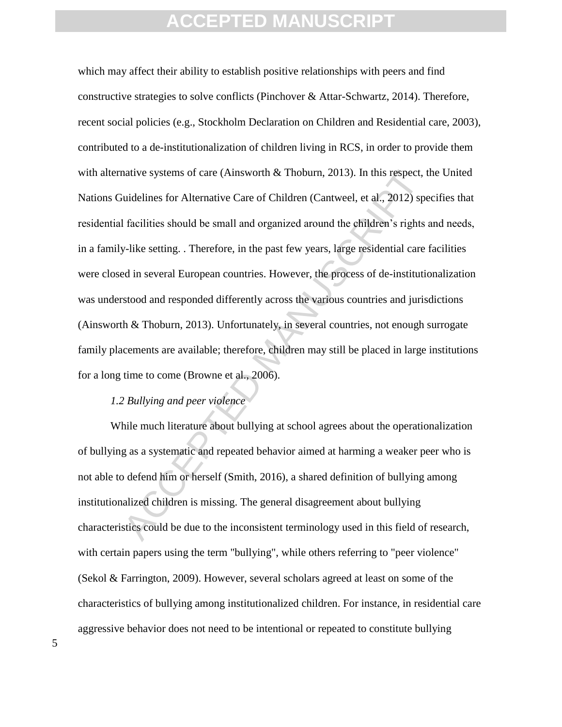which may affect their ability to establish positive relationships with peers and find constructive strategies to solve conflicts (Pinchover & Attar-Schwartz, 2014). Therefore, recent social policies (e.g., Stockholm Declaration on Children and Residential care, 2003), contributed to a de-institutionalization of children living in RCS, in order to provide them with alternative systems of care (Ainsworth & Thoburn, 2013). In this respect, the United Nations Guidelines for Alternative Care of Children (Cantweel, et al., 2012) specifies that residential facilities should be small and organized around the children's rights and needs, in a family-like setting. . Therefore, in the past few years, large residential care facilities were closed in several European countries. However, the process of de-institutionalization was understood and responded differently across the various countries and jurisdictions (Ainsworth & Thoburn, 2013). Unfortunately, in several countries, not enough surrogate family placements are available; therefore, children may still be placed in large institutions for a long time to come (Browne et al., 2006).

### *1.2 Bullying and peer violence*

While much literature about bullying at school agrees about the operationalization of bullying as a systematic and repeated behavior aimed at harming a weaker peer who is not able to defend him or herself (Smith, 2016), a shared definition of bullying among institutionalized children is missing. The general disagreement about bullying characteristics could be due to the inconsistent terminology used in this field of research, with certain papers using the term "bullying", while others referring to "peer violence" (Sekol & Farrington, 2009). However, several scholars agreed at least on some of the characteristics of bullying among institutionalized children. For instance, in residential care aggressive behavior does not need to be intentional or repeated to constitute bullying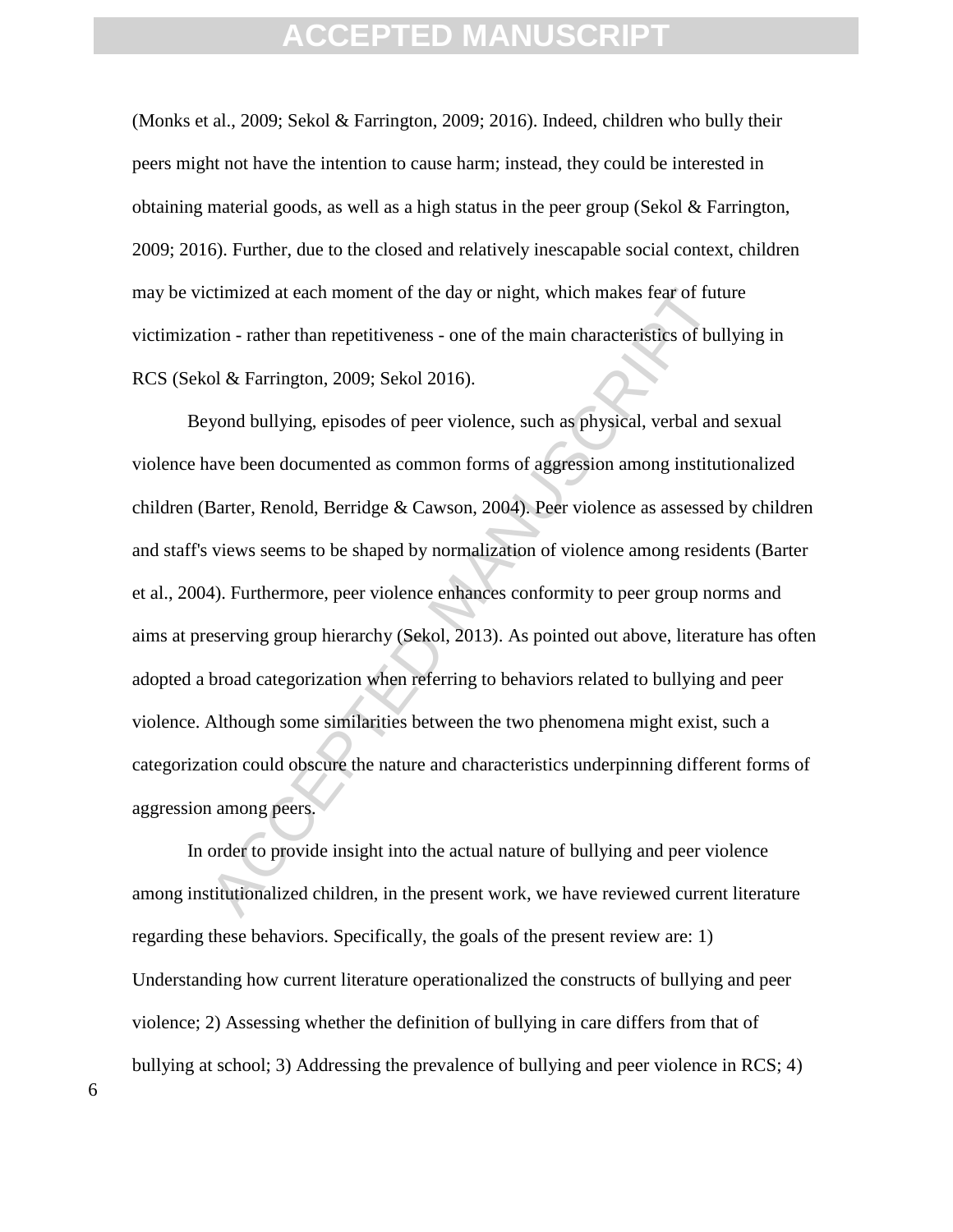(Monks et al., 2009; Sekol & Farrington, 2009; 2016). Indeed, children who bully their peers might not have the intention to cause harm; instead, they could be interested in obtaining material goods, as well as a high status in the peer group (Sekol & Farrington, 2009; 2016). Further, due to the closed and relatively inescapable social context, children may be victimized at each moment of the day or night, which makes fear of future victimization - rather than repetitiveness - one of the main characteristics of bullying in RCS (Sekol & Farrington, 2009; Sekol 2016).

Beyond bullying, episodes of peer violence, such as physical, verbal and sexual violence have been documented as common forms of aggression among institutionalized children (Barter, Renold, Berridge & Cawson, 2004). Peer violence as assessed by children and staff's views seems to be shaped by normalization of violence among residents (Barter et al., 2004). Furthermore, peer violence enhances conformity to peer group norms and aims at preserving group hierarchy (Sekol, 2013). As pointed out above, literature has often adopted a broad categorization when referring to behaviors related to bullying and peer violence. Although some similarities between the two phenomena might exist, such a categorization could obscure the nature and characteristics underpinning different forms of aggression among peers.

In order to provide insight into the actual nature of bullying and peer violence among institutionalized children, in the present work, we have reviewed current literature regarding these behaviors. Specifically, the goals of the present review are: 1) Understanding how current literature operationalized the constructs of bullying and peer violence; 2) Assessing whether the definition of bullying in care differs from that of bullying at school; 3) Addressing the prevalence of bullying and peer violence in RCS; 4)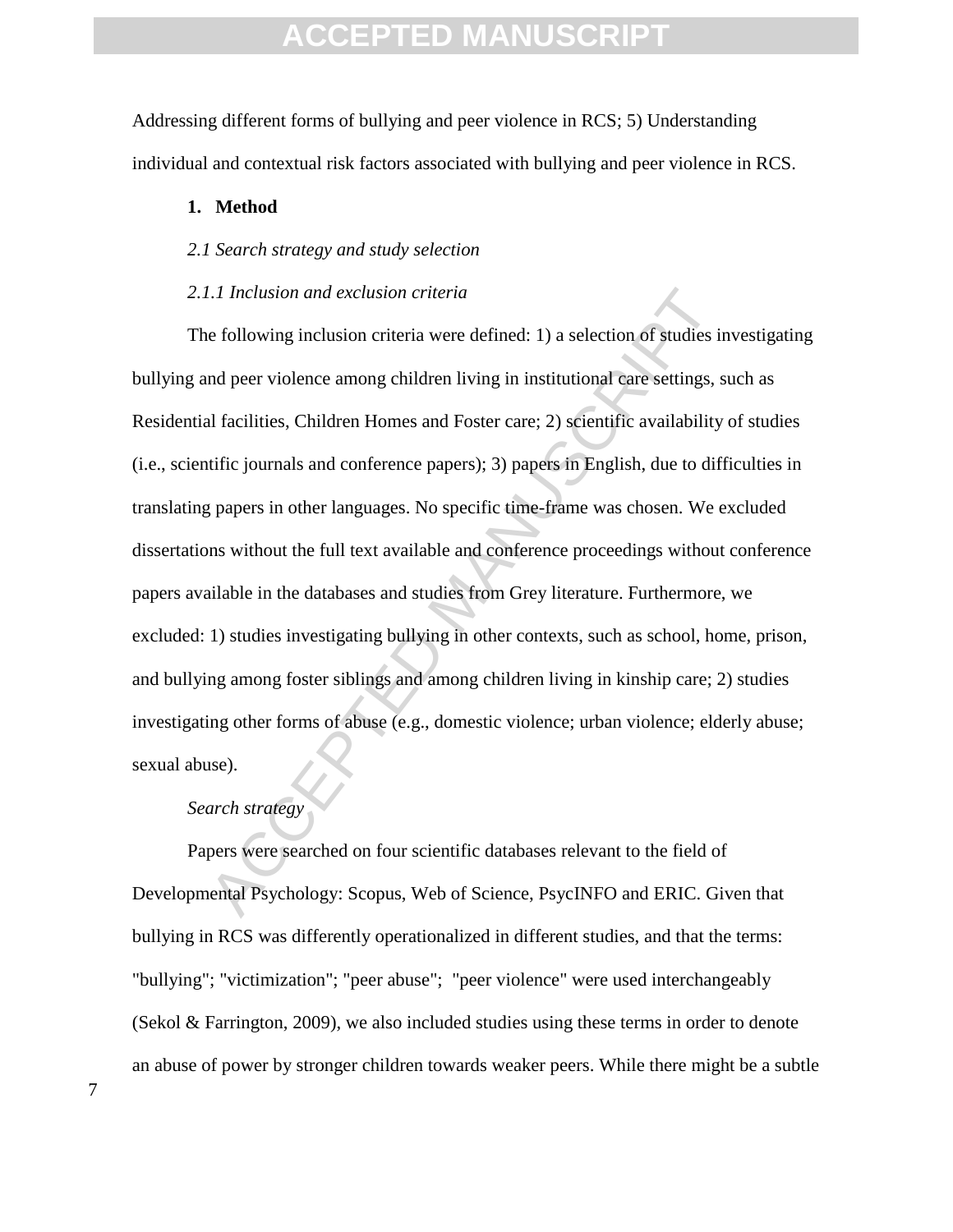Addressing different forms of bullying and peer violence in RCS; 5) Understanding individual and contextual risk factors associated with bullying and peer violence in RCS.

## 1. Method

### *2.1 Search strategy and study selection*

#### *2.1.1 Inclusion and exclusion criteria*

The following inclusion criteria were defined: 1) a selection of studies investigating bullying and peer violence among children living in institutional care settings, such as Residential facilities, Children Homes and Foster care; 2) scientific availability of studies (i.e., scientific journals and conference papers); 3) papers in English, due to difficulties in translating papers in other languages. No specific time-frame was chosen. We excluded dissertations without the full text available and conference proceedings without conference papers available in the databases and studies from Grey literature. Furthermore, we excluded: 1) studies investigating bullying in other contexts, such as school, home, prison, and bullying among foster siblings and among children living in kinship care; 2) studies investigating other forms of abuse (e.g., domestic violence; urban violence; elderly abuse; sexual abuse).

#### *Search strategy*

Papers were searched on four scientific databases relevant to the field of Developmental Psychology: Scopus, Web of Science, PsycINFO and ERIC. Given that bullying in RCS was differently operationalized in different studies, and that the terms: "bullying"; "victimization"; "peer abuse"; "peer violence" were used interchangeably (Sekol & Farrington, 2009), we also included studies using these terms in order to denote an abuse of power by stronger children towards weaker peers. While there might be a subtle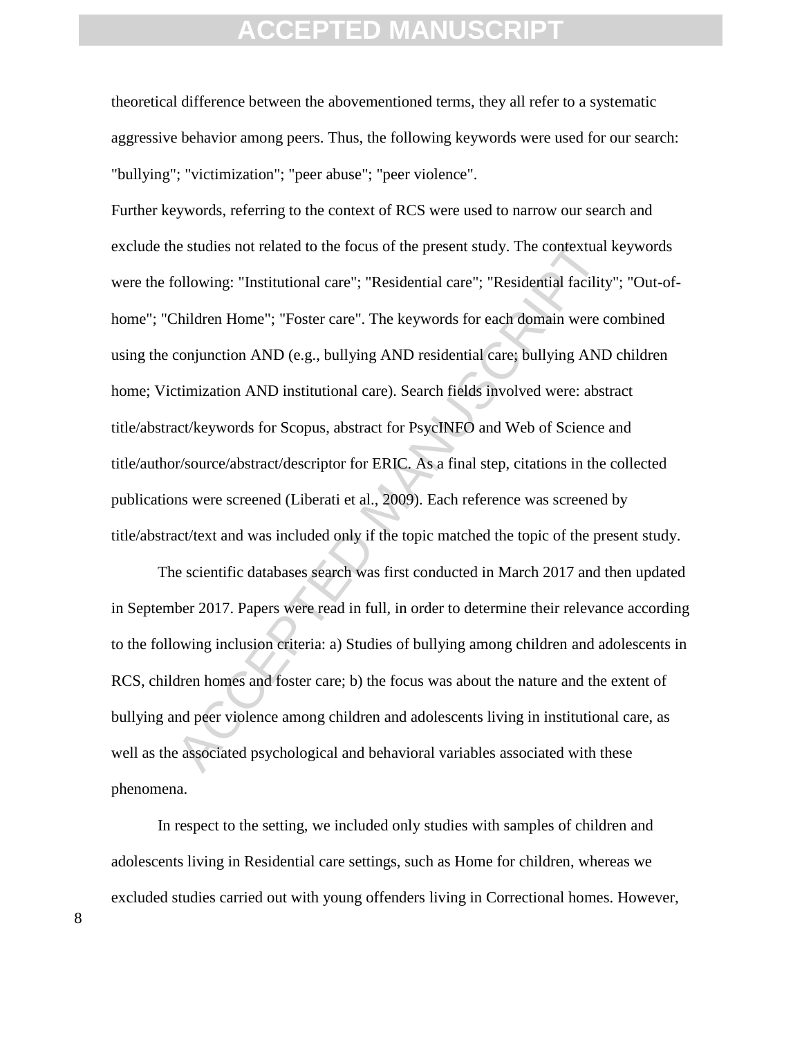theoretical difference between the abovementioned terms, they all refer to a systematic aggressive behavior among peers. Thus, the following keywords were used for our search: "bullying"; "victimization"; "peer abuse"; "peer violence".

Further keywords, referring to the context of RCS were used to narrow our search and exclude the studies not related to the focus of the present study. The contextual keywords were the following: "Institutional care"; "Residential care"; "Residential facility"; "Out-of-home"; "Children Home"; "Foster care". The keywords for each domain were combined using the conjunction AND (e.g., bullying AND residential care; bullying AND children home; Victimization AND institutional care). Search fields involved were: abstract title/abstract/keywords for Scopus, abstract for PsycINFO and Web of Science and title/author/source/abstract/descriptor for ERIC. As a final step, citations in the collected publications were screened (Liberati et al., 2009). Each reference was screened by title/abstract/text and was included only if the topic matched the topic of the present study.

The scientific databases search was first conducted in March 2017 and then updated in September 2017. Papers were read in full, in order to determine their relevance according to the following inclusion criteria: a) Studies of bullying among children and adolescents in RCS, children homes and foster care; b) the focus was about the nature and the extent of bullying and peer violence among children and adolescents living in institutional care, as well as the associated psychological and behavioral variables associated with these phenomena.

In respect to the setting, we included only studies with samples of children and adolescents living in Residential care settings, such as Home for children, whereas we excluded studies carried out with young offenders living in Correctional homes. However,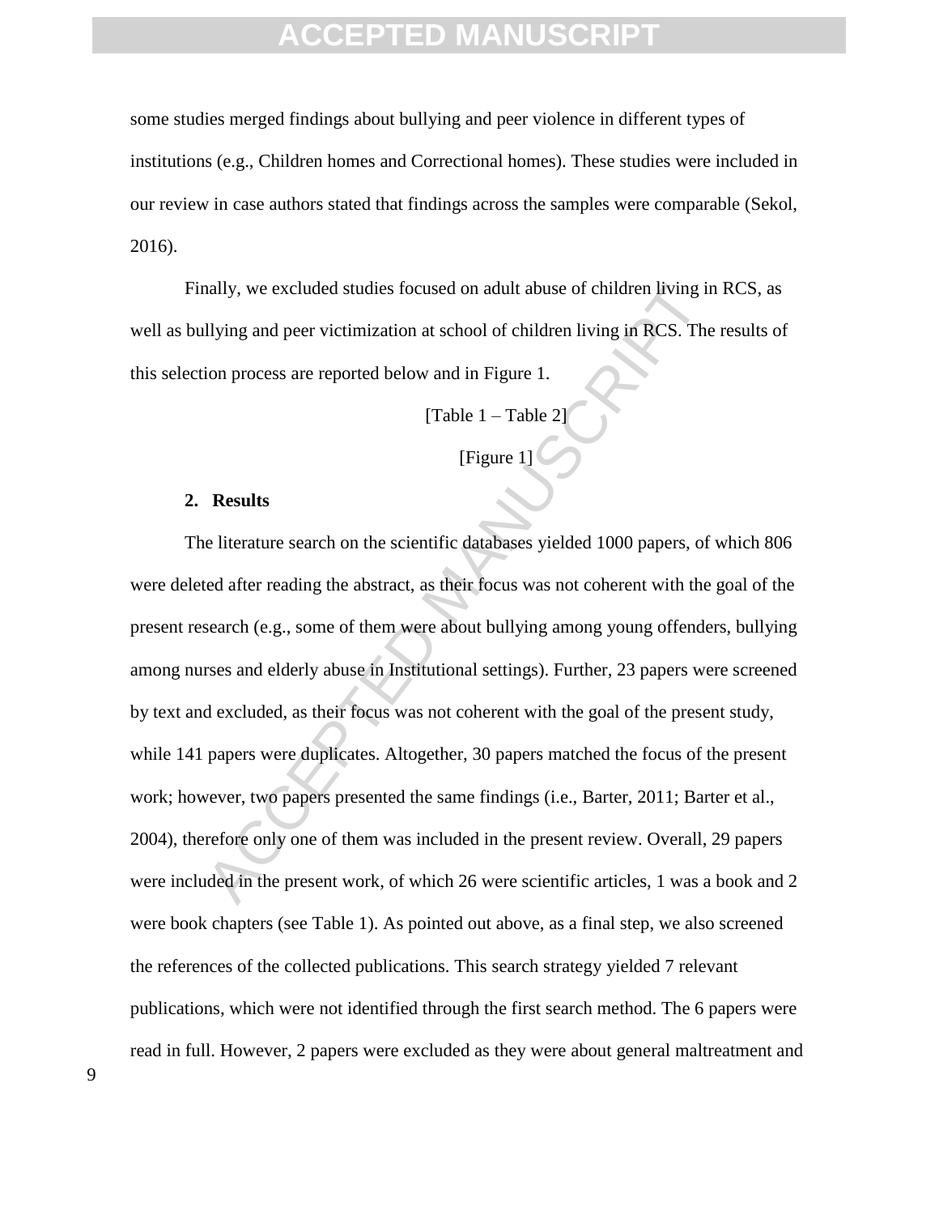some studies merged findings about bullying and peer violence in different types of institutions (e.g., Children homes and Correctional homes). These studies were included in our review in case authors stated that findings across the samples were comparable (Sekol, 2016).

Finally, we excluded studies focused on adult abuse of children living in RCS, as well as bullying and peer victimization at school of children living in RCS. The results of this selection process are reported below and in Figure 1.

[Table 1 – Table 2]

[Figure 1]

## 2. Results

The literature search on the scientific databases yielded 1000 papers, of which 806 were deleted after reading the abstract, as their focus was not coherent with the goal of the present research (e.g., some of them were about bullying among young offenders, bullying among nurses and elderly abuse in Institutional settings). Further, 23 papers were screened by text and excluded, as their focus was not coherent with the goal of the present study, while 141 papers were duplicates. Altogether, 30 papers matched the focus of the present work; however, two papers presented the same findings (i.e., Barter, 2011; Barter et al., 2004), therefore only one of them was included in the present review. Overall, 29 papers were included in the present work, of which 26 were scientific articles, 1 was a book and 2 were book chapters (see Table 1). As pointed out above, as a final step, we also screened the references of the collected publications. This search strategy yielded 7 relevant publications, which were not identified through the first search method. The 6 papers were read in full. However, 2 papers were excluded as they were about general maltreatment and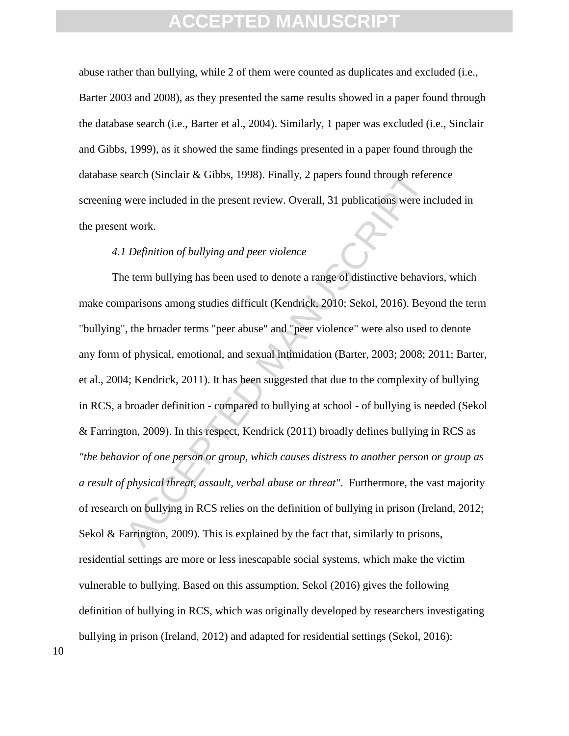abuse rather than bullying, while 2 of them were counted as duplicates and excluded (i.e., Barter 2003 and 2008), as they presented the same results showed in a paper found through the database search (i.e., Barter et al., 2004). Similarly, 1 paper was excluded (i.e., Sinclair and Gibbs, 1999), as it showed the same findings presented in a paper found through the database search (Sinclair & Gibbs, 1998). Finally, 2 papers found through reference screening were included in the present review. Overall, 31 publications were included in the present work.

### *4.1 Definition of bullying and peer violence*

The term bullying has been used to denote a range of distinctive behaviors, which make comparisons among studies difficult (Kendrick, 2010; Sekol, 2016). Beyond the term "bullying", the broader terms "peer abuse" and "peer violence" were also used to denote any form of physical, emotional, and sexual intimidation (Barter, 2003; 2008; 2011; Barter, et al., 2004; Kendrick, 2011). It has been suggested that due to the complexity of bullying in RCS, a broader definition - compared to bullying at school - of bullying is needed (Sekol & Farrington, 2009). In this respect, Kendrick (2011) broadly defines bullying in RCS as *"the behavior of one person or group, which causes distress to another person or group as a result of physical threat, assault, verbal abuse or threat"*. Furthermore, the vast majority of research on bullying in RCS relies on the definition of bullying in prison (Ireland, 2012; Sekol & Farrington, 2009). This is explained by the fact that, similarly to prisons, residential settings are more or less inescapable social systems, which make the victim vulnerable to bullying. Based on this assumption, Sekol (2016) gives the following definition of bullying in RCS, which was originally developed by researchers investigating bullying in prison (Ireland, 2012) and adapted for residential settings (Sekol, 2016):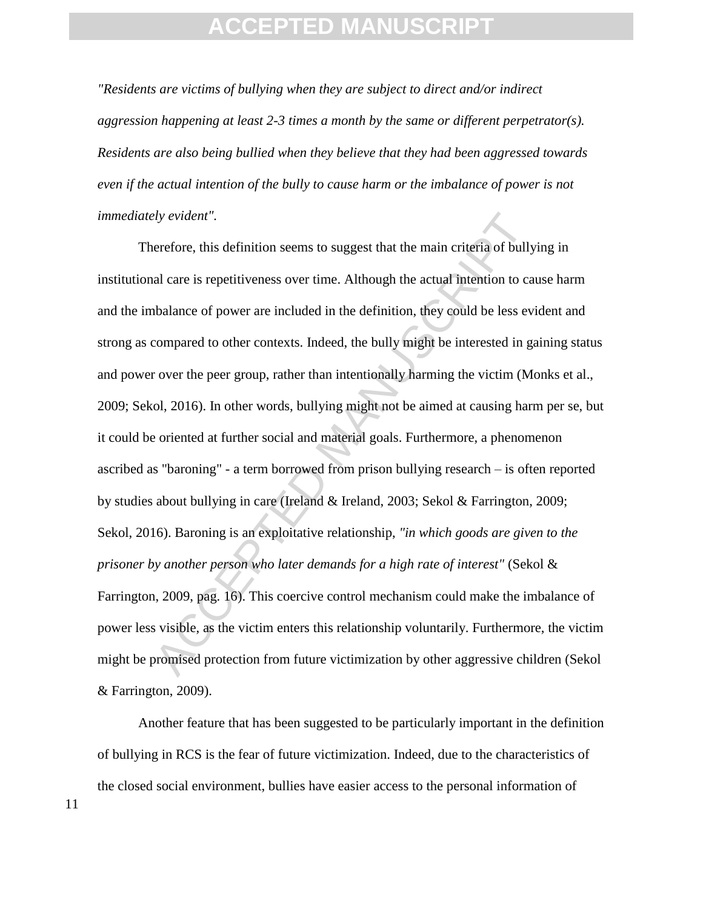*"Residents are victims of bullying when they are subject to direct and/or indirect aggression happening at least 2-3 times a month by the same or different perpetrator(s). Residents are also being bullied when they believe that they had been aggressed towards even if the actual intention of the bully to cause harm or the imbalance of power is not immediately evident".*

Therefore, this definition seems to suggest that the main criteria of bullying in institutional care is repetitiveness over time. Although the actual intention to cause harm and the imbalance of power are included in the definition, they could be less evident and strong as compared to other contexts. Indeed, the bully might be interested in gaining status and power over the peer group, rather than intentionally harming the victim (Monks et al., 2009; Sekol, 2016). In other words, bullying might not be aimed at causing harm per se, but it could be oriented at further social and material goals. Furthermore, a phenomenon ascribed as "baroning" - a term borrowed from prison bullying research – is often reported by studies about bullying in care (Ireland & Ireland, 2003; Sekol & Farrington, 2009; Sekol, 2016). Baroning is an exploitative relationship, *"in which goods are given to the prisoner by another person who later demands for a high rate of interest"* (Sekol & Farrington, 2009, pag. 16). This coercive control mechanism could make the imbalance of power less visible, as the victim enters this relationship voluntarily. Furthermore, the victim might be promised protection from future victimization by other aggressive children (Sekol & Farrington, 2009).

Another feature that has been suggested to be particularly important in the definition of bullying in RCS is the fear of future victimization. Indeed, due to the characteristics of the closed social environment, bullies have easier access to the personal information of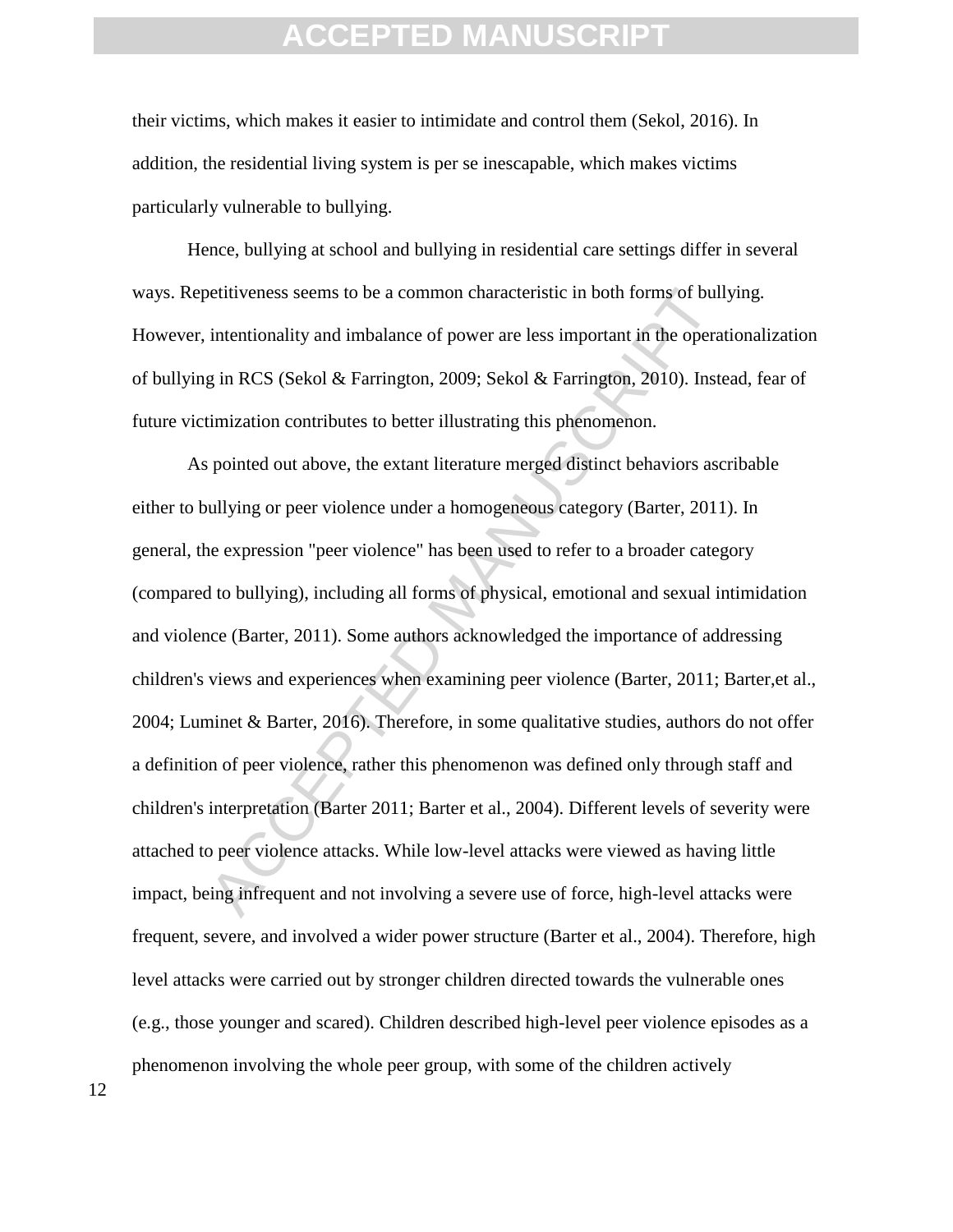their victims, which makes it easier to intimidate and control them (Sekol, 2016). In addition, the residential living system is per se inescapable, which makes victims particularly vulnerable to bullying.

Hence, bullying at school and bullying in residential care settings differ in several ways. Repetitiveness seems to be a common characteristic in both forms of bullying. However, intentionality and imbalance of power are less important in the operationalization of bullying in RCS (Sekol & Farrington, 2009; Sekol & Farrington, 2010). Instead, fear of future victimization contributes to better illustrating this phenomenon.

As pointed out above, the extant literature merged distinct behaviors ascribable either to bullying or peer violence under a homogeneous category (Barter, 2011). In general, the expression "peer violence" has been used to refer to a broader category (compared to bullying), including all forms of physical, emotional and sexual intimidation and violence (Barter, 2011). Some authors acknowledged the importance of addressing children's views and experiences when examining peer violence (Barter, 2011; Barter,et al., 2004; Luminet & Barter, 2016). Therefore, in some qualitative studies, authors do not offer a definition of peer violence, rather this phenomenon was defined only through staff and children's interpretation (Barter 2011; Barter et al., 2004). Different levels of severity were attached to peer violence attacks. While low-level attacks were viewed as having little impact, being infrequent and not involving a severe use of force, high-level attacks were frequent, severe, and involved a wider power structure (Barter et al., 2004). Therefore, high level attacks were carried out by stronger children directed towards the vulnerable ones (e.g., those younger and scared). Children described high-level peer violence episodes as a phenomenon involving the whole peer group, with some of the children actively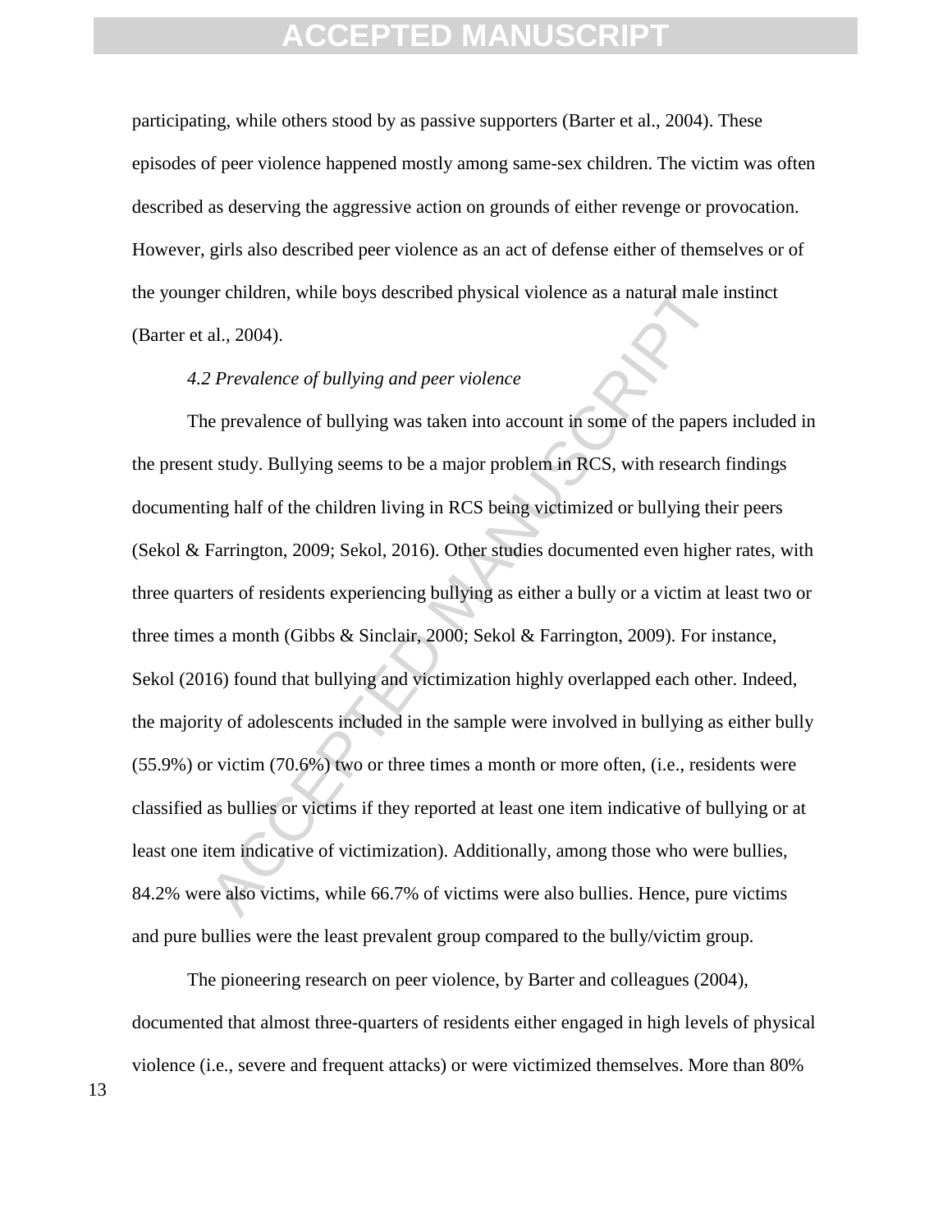participating, while others stood by as passive supporters (Barter et al., 2004). These episodes of peer violence happened mostly among same-sex children. The victim was often described as deserving the aggressive action on grounds of either revenge or provocation. However, girls also described peer violence as an act of defense either of themselves or of the younger children, while boys described physical violence as a natural male instinct (Barter et al., 2004).

### *4.2 Prevalence of bullying and peer violence*

The prevalence of bullying was taken into account in some of the papers included in the present study. Bullying seems to be a major problem in RCS, with research findings documenting half of the children living in RCS being victimized or bullying their peers (Sekol & Farrington, 2009; Sekol, 2016). Other studies documented even higher rates, with three quarters of residents experiencing bullying as either a bully or a victim at least two or three times a month (Gibbs & Sinclair, 2000; Sekol & Farrington, 2009). For instance, Sekol (2016) found that bullying and victimization highly overlapped each other. Indeed, the majority of adolescents included in the sample were involved in bullying as either bully (55.9%) or victim (70.6%) two or three times a month or more often, (i.e., residents were classified as bullies or victims if they reported at least one item indicative of bullying or at least one item indicative of victimization). Additionally, among those who were bullies, 84.2% were also victims, while 66.7% of victims were also bullies. Hence, pure victims and pure bullies were the least prevalent group compared to the bully/victim group.

The pioneering research on peer violence, by Barter and colleagues (2004), documented that almost three-quarters of residents either engaged in high levels of physical violence (i.e., severe and frequent attacks) or were victimized themselves. More than 80%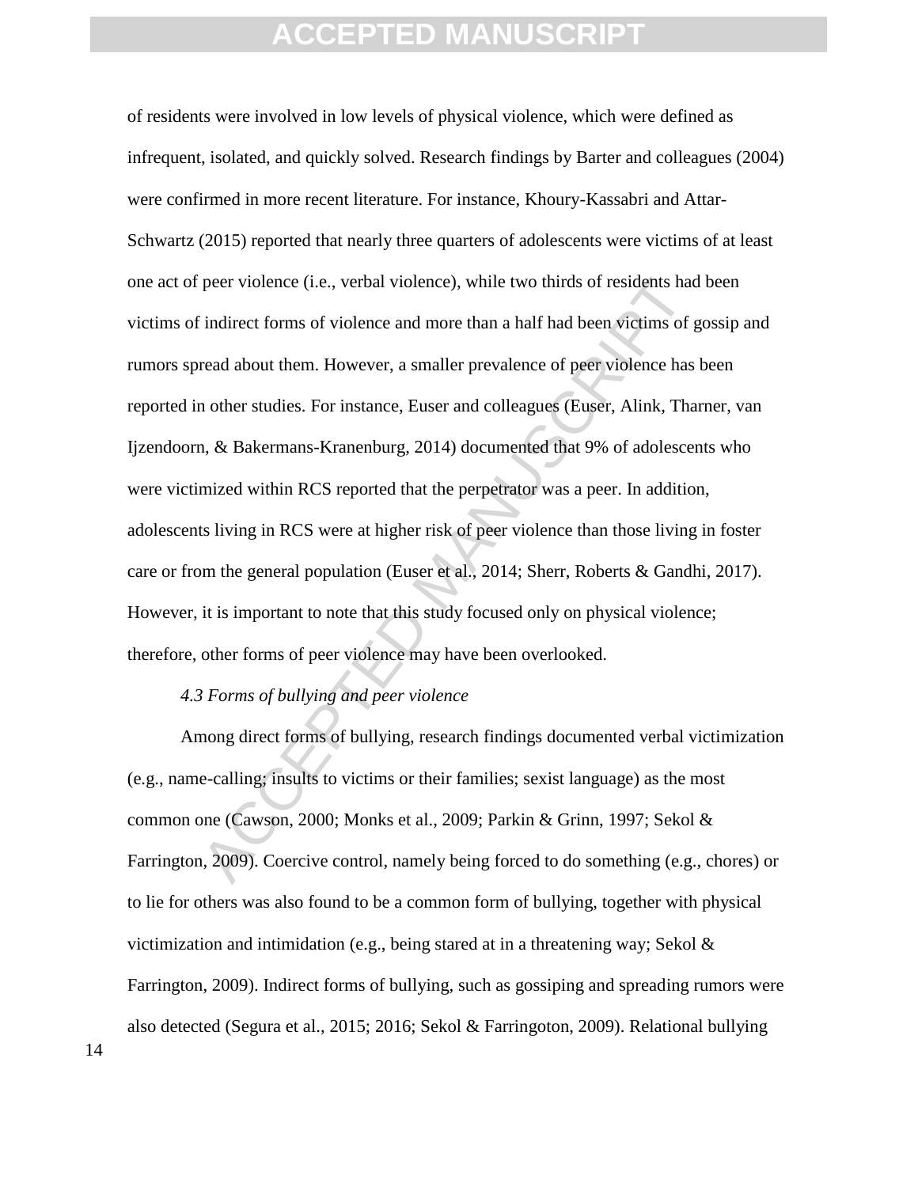of residents were involved in low levels of physical violence, which were defined as infrequent, isolated, and quickly solved. Research findings by Barter and colleagues (2004) were confirmed in more recent literature. For instance, Khoury-Kassabri and Attar-Schwartz (2015) reported that nearly three quarters of adolescents were victims of at least one act of peer violence (i.e., verbal violence), while two thirds of residents had been victims of indirect forms of violence and more than a half had been victims of gossip and rumors spread about them. However, a smaller prevalence of peer violence has been reported in other studies. For instance, Euser and colleagues (Euser, Alink, Tharner, van Ijzendoorn, & Bakermans-Kranenburg, 2014) documented that 9% of adolescents who were victimized within RCS reported that the perpetrator was a peer. In addition, adolescents living in RCS were at higher risk of peer violence than those living in foster care or from the general population (Euser et al., 2014; Sherr, Roberts & Gandhi, 2017). However, it is important to note that this study focused only on physical violence; therefore, other forms of peer violence may have been overlooked.

### *4.3 Forms of bullying and peer violence*

Among direct forms of bullying, research findings documented verbal victimization (e.g., name-calling; insults to victims or their families; sexist language) as the most common one (Cawson, 2000; Monks et al., 2009; Parkin & Grinn, 1997; Sekol & Farrington, 2009). Coercive control, namely being forced to do something (e.g., chores) or to lie for others was also found to be a common form of bullying, together with physical victimization and intimidation (e.g., being stared at in a threatening way; Sekol & Farrington, 2009). Indirect forms of bullying, such as gossiping and spreading rumors were also detected (Segura et al., 2015; 2016; Sekol & Farringoton, 2009). Relational bullying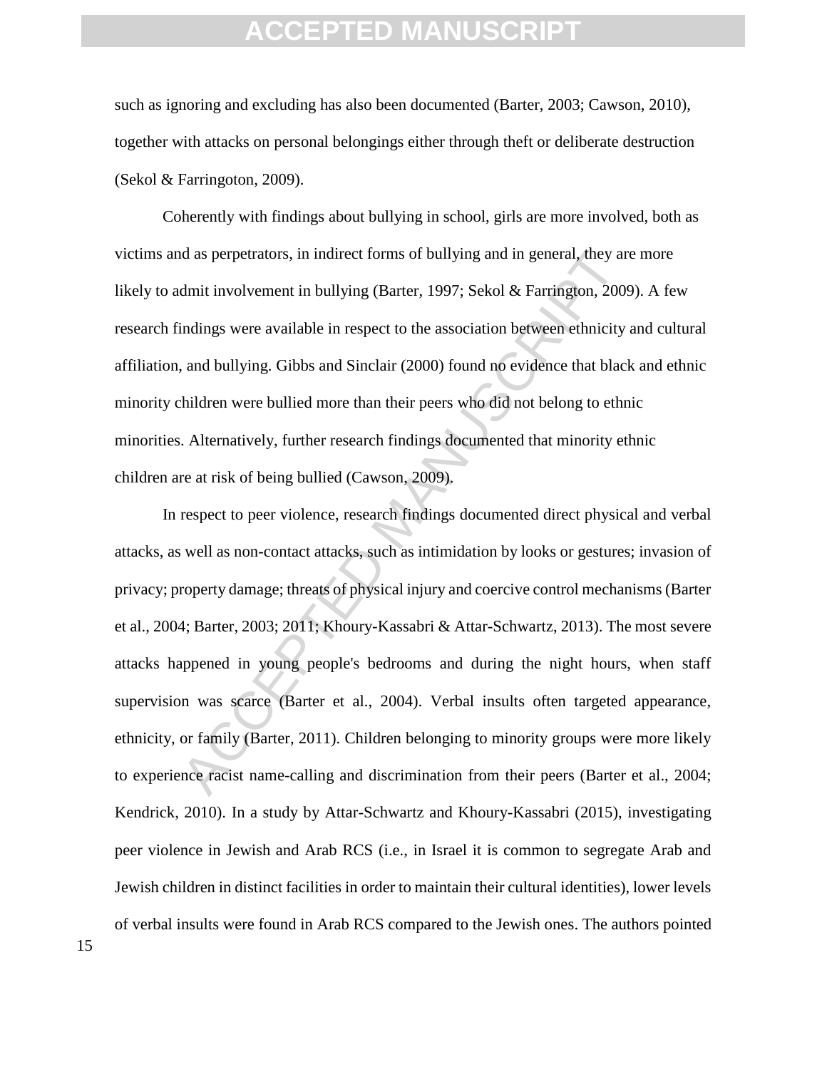such as ignoring and excluding has also been documented (Barter, 2003; Cawson, 2010), together with attacks on personal belongings either through theft or deliberate destruction (Sekol & Farringoton, 2009).

Coherently with findings about bullying in school, girls are more involved, both as victims and as perpetrators, in indirect forms of bullying and in general, they are more likely to admit involvement in bullying (Barter, 1997; Sekol & Farrington, 2009). A few research findings were available in respect to the association between ethnicity and cultural affiliation, and bullying. Gibbs and Sinclair (2000) found no evidence that black and ethnic minority children were bullied more than their peers who did not belong to ethnic minorities. Alternatively, further research findings documented that minority ethnic children are at risk of being bullied (Cawson, 2009).

In respect to peer violence, research findings documented direct physical and verbal attacks, as well as non-contact attacks, such as intimidation by looks or gestures; invasion of privacy; property damage; threats of physical injury and coercive control mechanisms (Barter et al., 2004; Barter, 2003; 2011; Khoury-Kassabri & Attar-Schwartz, 2013). The most severe attacks happened in young people's bedrooms and during the night hours, when staff supervision was scarce (Barter et al., 2004). Verbal insults often targeted appearance, ethnicity, or family (Barter, 2011). Children belonging to minority groups were more likely to experience racist name-calling and discrimination from their peers (Barter et al., 2004; Kendrick, 2010). In a study by Attar-Schwartz and Khoury-Kassabri (2015), investigating peer violence in Jewish and Arab RCS (i.e., in Israel it is common to segregate Arab and Jewish children in distinct facilities in order to maintain their cultural identities), lower levels of verbal insults were found in Arab RCS compared to the Jewish ones. The authors pointed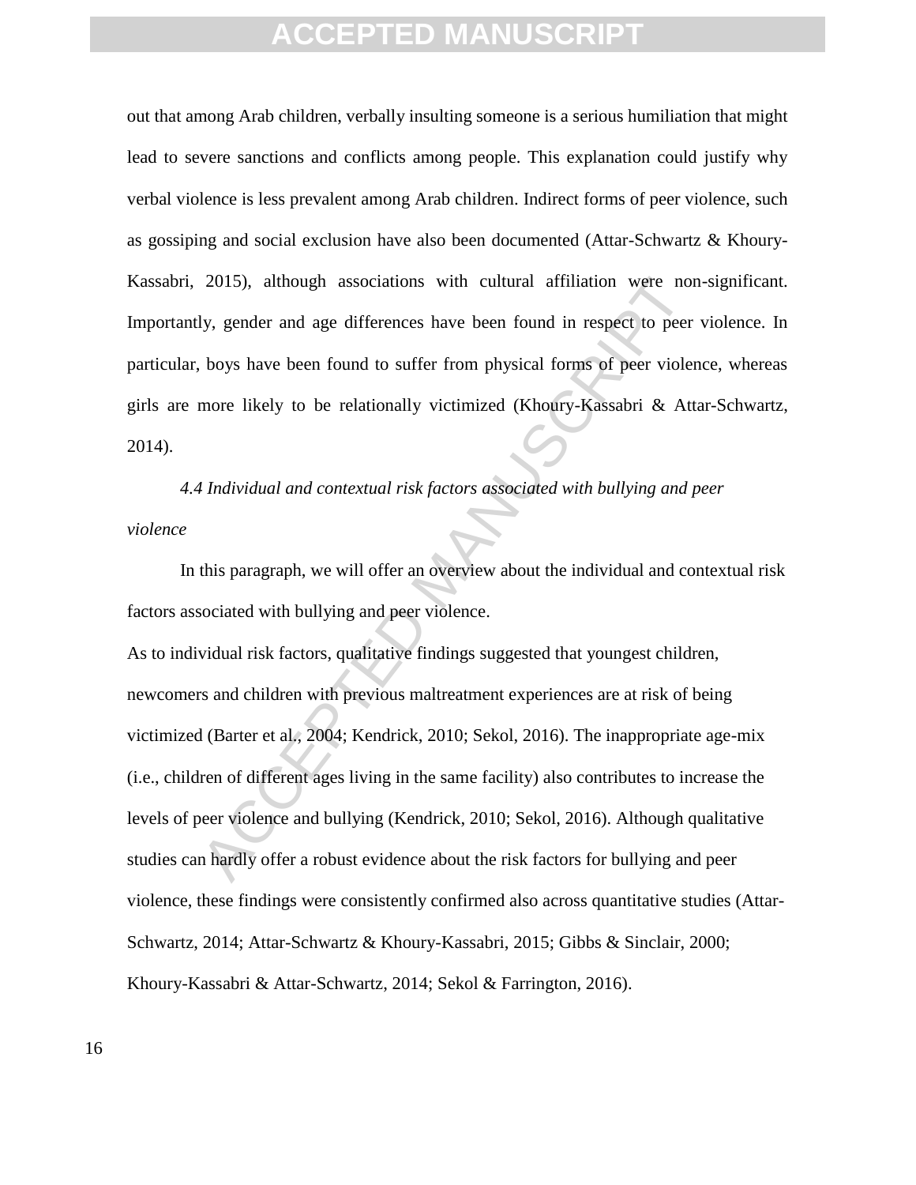out that among Arab children, verbally insulting someone is a serious humiliation that might lead to severe sanctions and conflicts among people. This explanation could justify why verbal violence is less prevalent among Arab children. Indirect forms of peer violence, such as gossiping and social exclusion have also been documented (Attar-Schwartz & Khoury-Kassabri, 2015), although associations with cultural affiliation were non-significant. Importantly, gender and age differences have been found in respect to peer violence. In particular, boys have been found to suffer from physical forms of peer violence, whereas girls are more likely to be relationally victimized (Khoury-Kassabri & Attar-Schwartz, 2014).

### *4.4 Individual and contextual risk factors associated with bullying and peer violence*

In this paragraph, we will offer an overview about the individual and contextual risk factors associated with bullying and peer violence.

As to individual risk factors, qualitative findings suggested that youngest children, newcomers and children with previous maltreatment experiences are at risk of being victimized (Barter et al., 2004; Kendrick, 2010; Sekol, 2016). The inappropriate age-mix (i.e., children of different ages living in the same facility) also contributes to increase the levels of peer violence and bullying (Kendrick, 2010; Sekol, 2016). Although qualitative studies can hardly offer a robust evidence about the risk factors for bullying and peer violence, these findings were consistently confirmed also across quantitative studies (Attar-Schwartz, 2014; Attar-Schwartz & Khoury-Kassabri, 2015; Gibbs & Sinclair, 2000; Khoury-Kassabri & Attar-Schwartz, 2014; Sekol & Farrington, 2016).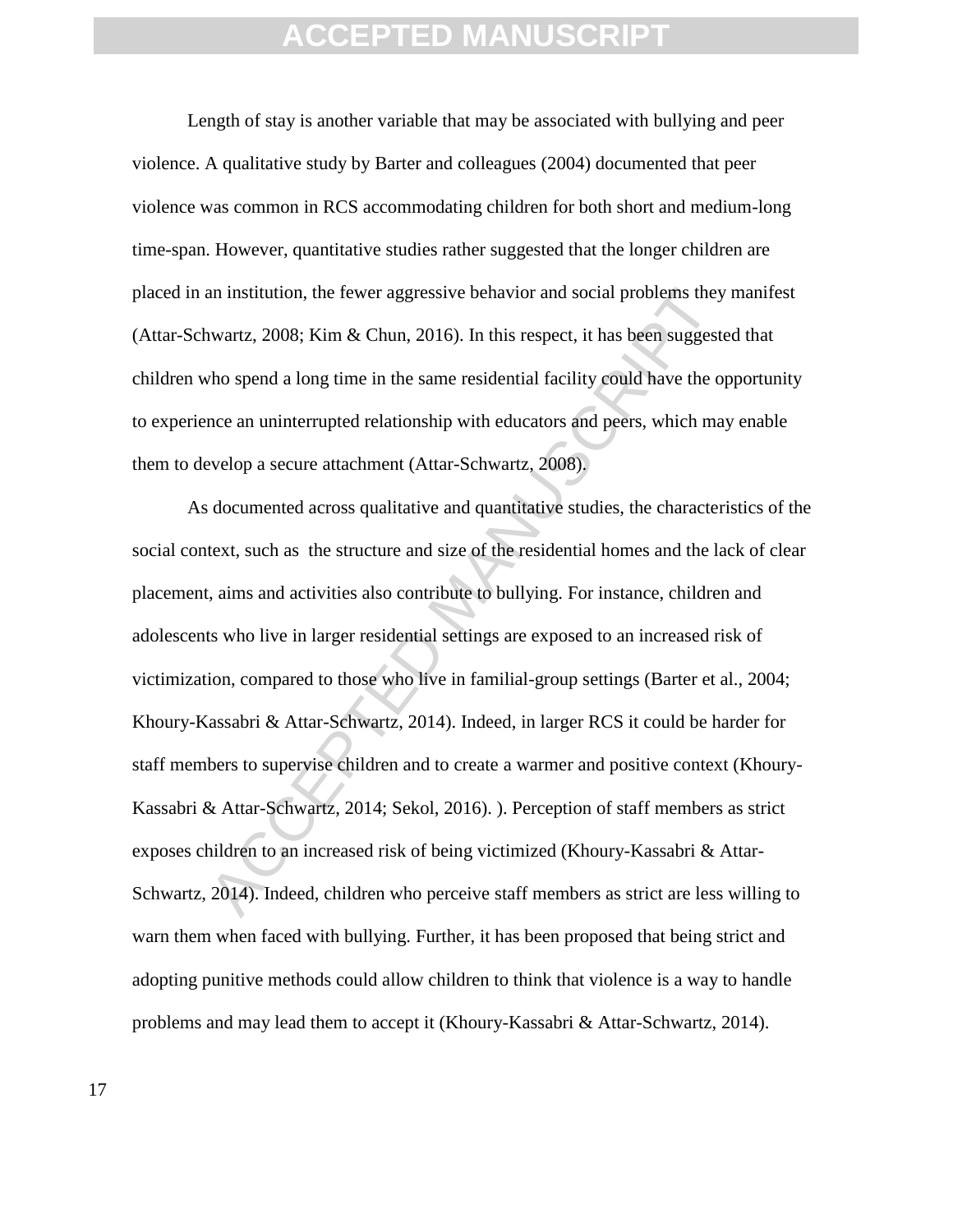Length of stay is another variable that may be associated with bullying and peer violence. A qualitative study by Barter and colleagues (2004) documented that peer violence was common in RCS accommodating children for both short and medium-long time-span. However, quantitative studies rather suggested that the longer children are placed in an institution, the fewer aggressive behavior and social problems they manifest (Attar-Schwartz, 2008; Kim & Chun, 2016). In this respect, it has been suggested that children who spend a long time in the same residential facility could have the opportunity to experience an uninterrupted relationship with educators and peers, which may enable them to develop a secure attachment (Attar-Schwartz, 2008).

As documented across qualitative and quantitative studies, the characteristics of the social context, such as  the structure and size of the residential homes and the lack of clear placement, aims and activities also contribute to bullying. For instance, children and adolescents who live in larger residential settings are exposed to an increased risk of victimization, compared to those who live in familial-group settings (Barter et al., 2004; Khoury-Kassabri & Attar-Schwartz, 2014). Indeed, in larger RCS it could be harder for staff members to supervise children and to create a warmer and positive context (Khoury-Kassabri & Attar-Schwartz, 2014; Sekol, 2016). ). Perception of staff members as strict exposes children to an increased risk of being victimized (Khoury-Kassabri & Attar-Schwartz, 2014). Indeed, children who perceive staff members as strict are less willing to warn them when faced with bullying. Further, it has been proposed that being strict and adopting punitive methods could allow children to think that violence is a way to handle problems and may lead them to accept it (Khoury-Kassabri & Attar-Schwartz, 2014).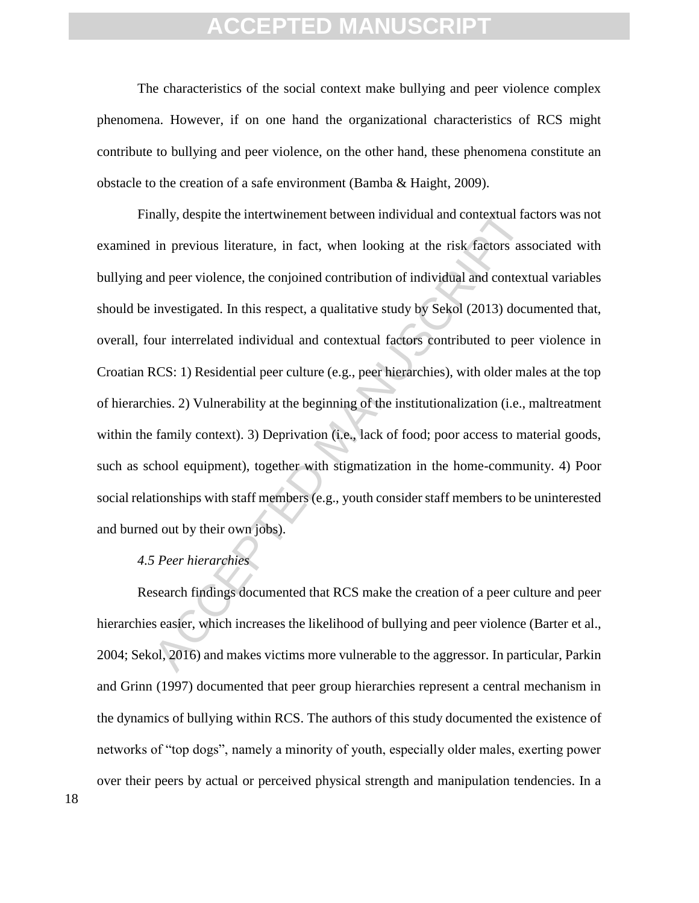The characteristics of the social context make bullying and peer violence complex phenomena. However, if on one hand the organizational characteristics of RCS might contribute to bullying and peer violence, on the other hand, these phenomena constitute an obstacle to the creation of a safe environment (Bamba & Haight, 2009).

Finally, despite the intertwinement between individual and contextual factors was not examined in previous literature, in fact, when looking at the risk factors associated with bullying and peer violence, the conjoined contribution of individual and contextual variables should be investigated. In this respect, a qualitative study by Sekol (2013) documented that, overall, four interrelated individual and contextual factors contributed to peer violence in Croatian RCS: 1) Residential peer culture (e.g., peer hierarchies), with older males at the top of hierarchies. 2) Vulnerability at the beginning of the institutionalization (i.e., maltreatment within the family context). 3) Deprivation (i.e., lack of food; poor access to material goods, such as school equipment), together with stigmatization in the home-community. 4) Poor social relationships with staff members (e.g., youth consider staff members to be uninterested and burned out by their own jobs).

### *4.5 Peer hierarchies*

Research findings documented that RCS make the creation of a peer culture and peer hierarchies easier, which increases the likelihood of bullying and peer violence (Barter et al., 2004; Sekol, 2016) and makes victims more vulnerable to the aggressor. In particular, Parkin and Grinn (1997) documented that peer group hierarchies represent a central mechanism in the dynamics of bullying within RCS. The authors of this study documented the existence of networks of "top dogs", namely a minority of youth, especially older males, exerting power over their peers by actual or perceived physical strength and manipulation tendencies. In a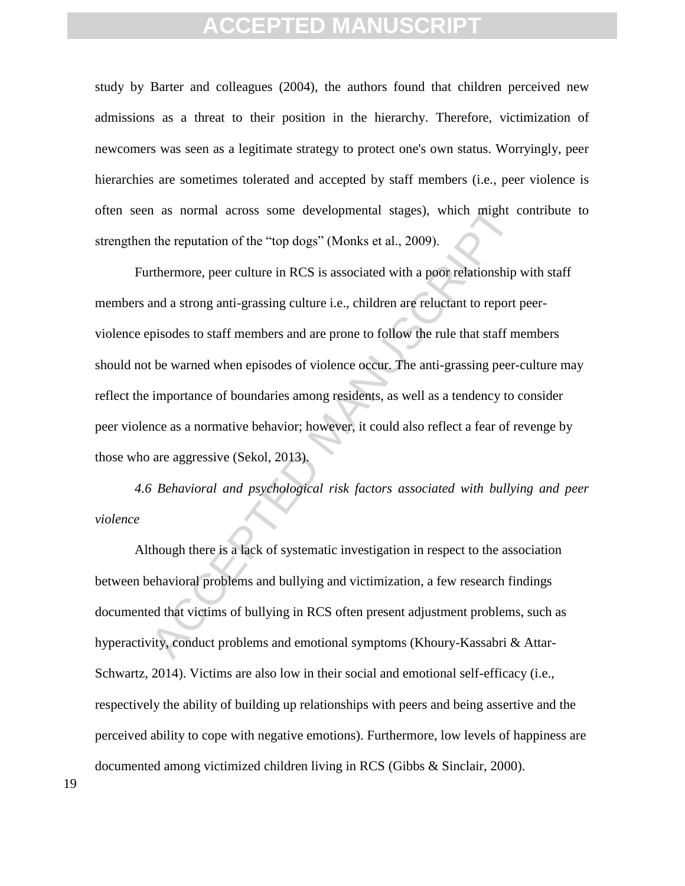study by Barter and colleagues (2004), the authors found that children perceived new admissions as a threat to their position in the hierarchy. Therefore, victimization of newcomers was seen as a legitimate strategy to protect one's own status. Worryingly, peer hierarchies are sometimes tolerated and accepted by staff members (i.e., peer violence is often seen as normal across some developmental stages), which might contribute to strengthen the reputation of the "top dogs" (Monks et al., 2009).

Furthermore, peer culture in RCS is associated with a poor relationship with staff members and a strong anti-grassing culture i.e., children are reluctant to report peer-violence episodes to staff members and are prone to follow the rule that staff members should not be warned when episodes of violence occur. The anti-grassing peer-culture may reflect the importance of boundaries among residents, as well as a tendency to consider peer violence as a normative behavior; however, it could also reflect a fear of revenge by those who are aggressive (Sekol, 2013).

### *4.6 Behavioral and psychological risk factors associated with bullying and peer violence*

Although there is a lack of systematic investigation in respect to the association between behavioral problems and bullying and victimization, a few research findings documented that victims of bullying in RCS often present adjustment problems, such as hyperactivity, conduct problems and emotional symptoms (Khoury-Kassabri & Attar-Schwartz, 2014). Victims are also low in their social and emotional self-efficacy (i.e., respectively the ability of building up relationships with peers and being assertive and the perceived ability to cope with negative emotions). Furthermore, low levels of happiness are documented among victimized children living in RCS (Gibbs & Sinclair, 2000).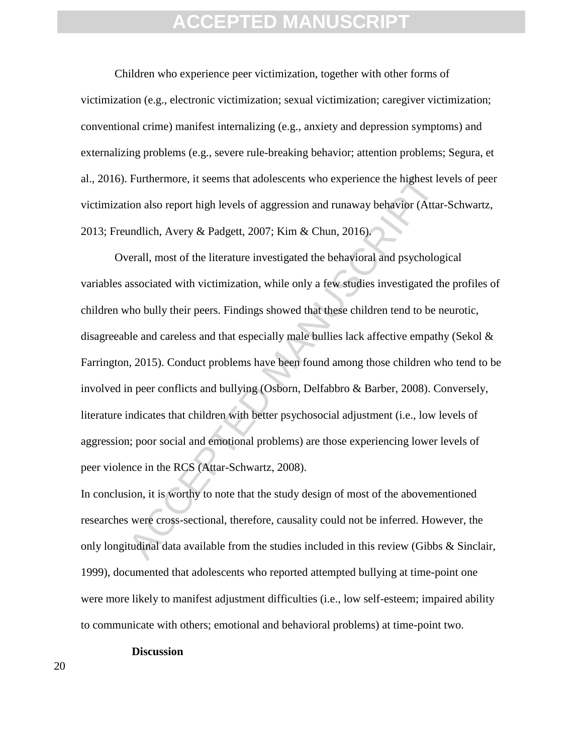Children who experience peer victimization, together with other forms of victimization (e.g., electronic victimization; sexual victimization; caregiver victimization; conventional crime) manifest internalizing (e.g., anxiety and depression symptoms) and externalizing problems (e.g., severe rule-breaking behavior; attention problems; Segura, et al., 2016). Furthermore, it seems that adolescents who experience the highest levels of peer victimization also report high levels of aggression and runaway behavior (Attar-Schwartz, 2013; Freundlich, Avery & Padgett, 2007; Kim & Chun, 2016).

Overall, most of the literature investigated the behavioral and psychological variables associated with victimization, while only a few studies investigated the profiles of children who bully their peers. Findings showed that these children tend to be neurotic, disagreeable and careless and that especially male bullies lack affective empathy (Sekol & Farrington, 2015). Conduct problems have been found among those children who tend to be involved in peer conflicts and bullying (Osborn, Delfabbro & Barber, 2008). Conversely, literature indicates that children with better psychosocial adjustment (i.e., low levels of aggression; poor social and emotional problems) are those experiencing lower levels of peer violence in the RCS (Attar-Schwartz, 2008).

In conclusion, it is worthy to note that the study design of most of the abovementioned researches were cross-sectional, therefore, causality could not be inferred. However, the only longitudinal data available from the studies included in this review (Gibbs & Sinclair, 1999), documented that adolescents who reported attempted bullying at time-point one were more likely to manifest adjustment difficulties (i.e., low self-esteem; impaired ability to communicate with others; emotional and behavioral problems) at time-point two.

## Discussion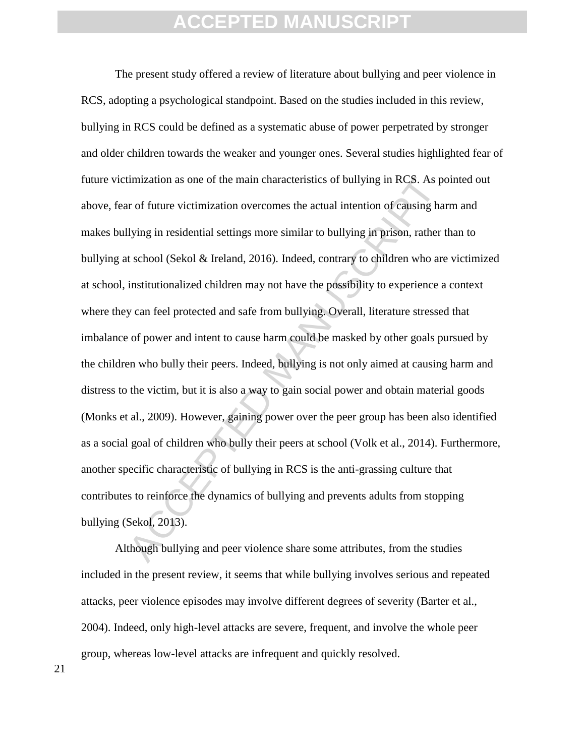The present study offered a review of literature about bullying and peer violence in RCS, adopting a psychological standpoint. Based on the studies included in this review, bullying in RCS could be defined as a systematic abuse of power perpetrated by stronger and older children towards the weaker and younger ones. Several studies highlighted fear of future victimization as one of the main characteristics of bullying in RCS. As pointed out above, fear of future victimization overcomes the actual intention of causing harm and makes bullying in residential settings more similar to bullying in prison, rather than to bullying at school (Sekol & Ireland, 2016). Indeed, contrary to children who are victimized at school, institutionalized children may not have the possibility to experience a context where they can feel protected and safe from bullying. Overall, literature stressed that imbalance of power and intent to cause harm could be masked by other goals pursued by the children who bully their peers. Indeed, bullying is not only aimed at causing harm and distress to the victim, but it is also a way to gain social power and obtain material goods (Monks et al., 2009). However, gaining power over the peer group has been also identified as a social goal of children who bully their peers at school (Volk et al., 2014). Furthermore, another specific characteristic of bullying in RCS is the anti-grassing culture that contributes to reinforce the dynamics of bullying and prevents adults from stopping bullying (Sekol, 2013).

Although bullying and peer violence share some attributes, from the studies included in the present review, it seems that while bullying involves serious and repeated attacks, peer violence episodes may involve different degrees of severity (Barter et al., 2004). Indeed, only high-level attacks are severe, frequent, and involve the whole peer group, whereas low-level attacks are infrequent and quickly resolved.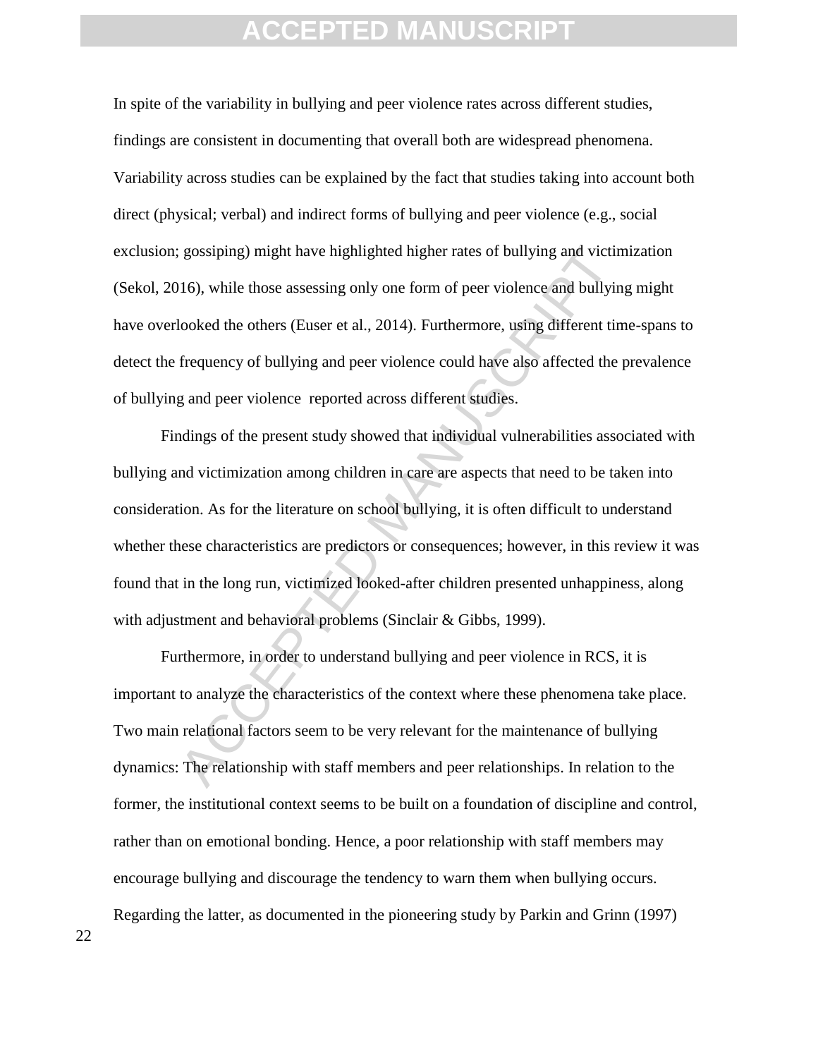In spite of the variability in bullying and peer violence rates across different studies, findings are consistent in documenting that overall both are widespread phenomena. Variability across studies can be explained by the fact that studies taking into account both direct (physical; verbal) and indirect forms of bullying and peer violence (e.g., social exclusion; gossiping) might have highlighted higher rates of bullying and victimization (Sekol, 2016), while those assessing only one form of peer violence and bullying might have overlooked the others (Euser et al., 2014). Furthermore, using different time-spans to detect the frequency of bullying and peer violence could have also affected the prevalence of bullying and peer violence reported across different studies.

Findings of the present study showed that individual vulnerabilities associated with bullying and victimization among children in care are aspects that need to be taken into consideration. As for the literature on school bullying, it is often difficult to understand whether these characteristics are predictors or consequences; however, in this review it was found that in the long run, victimized looked-after children presented unhappiness, along with adjustment and behavioral problems (Sinclair & Gibbs, 1999).

Furthermore, in order to understand bullying and peer violence in RCS, it is important to analyze the characteristics of the context where these phenomena take place. Two main relational factors seem to be very relevant for the maintenance of bullying dynamics: The relationship with staff members and peer relationships. In relation to the former, the institutional context seems to be built on a foundation of discipline and control, rather than on emotional bonding. Hence, a poor relationship with staff members may encourage bullying and discourage the tendency to warn them when bullying occurs. Regarding the latter, as documented in the pioneering study by Parkin and Grinn (1997)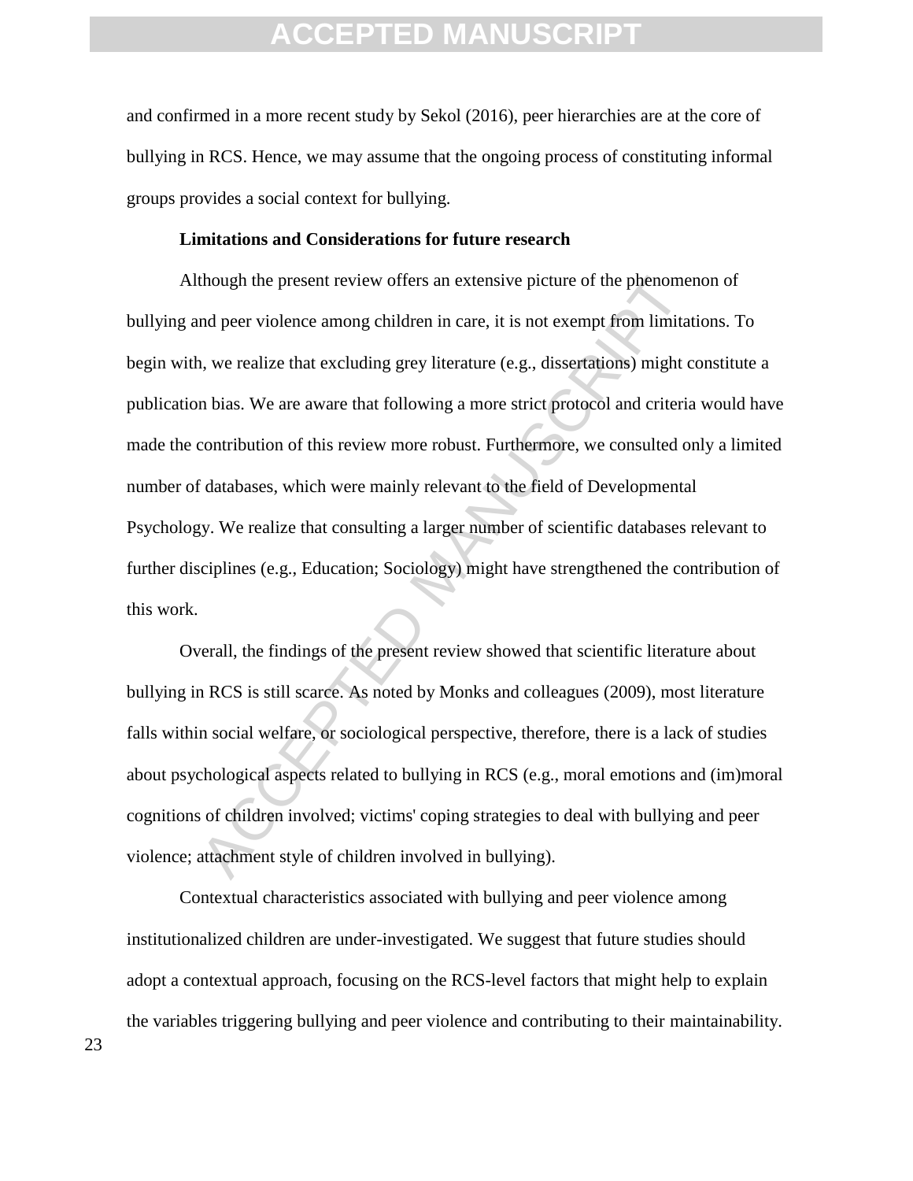and confirmed in a more recent study by Sekol (2016), peer hierarchies are at the core of bullying in RCS. Hence, we may assume that the ongoing process of constituting informal groups provides a social context for bullying.

### Limitations and Considerations for future research

Although the present review offers an extensive picture of the phenomenon of bullying and peer violence among children in care, it is not exempt from limitations. To begin with, we realize that excluding grey literature (e.g., dissertations) might constitute a publication bias. We are aware that following a more strict protocol and criteria would have made the contribution of this review more robust. Furthermore, we consulted only a limited number of databases, which were mainly relevant to the field of Developmental Psychology. We realize that consulting a larger number of scientific databases relevant to further disciplines (e.g., Education; Sociology) might have strengthened the contribution of this work.

Overall, the findings of the present review showed that scientific literature about bullying in RCS is still scarce. As noted by Monks and colleagues (2009), most literature falls within social welfare, or sociological perspective, therefore, there is a lack of studies about psychological aspects related to bullying in RCS (e.g., moral emotions and (im)moral cognitions of children involved; victims' coping strategies to deal with bullying and peer violence; attachment style of children involved in bullying).

Contextual characteristics associated with bullying and peer violence among institutionalized children are under-investigated. We suggest that future studies should adopt a contextual approach, focusing on the RCS-level factors that might help to explain the variables triggering bullying and peer violence and contributing to their maintainability.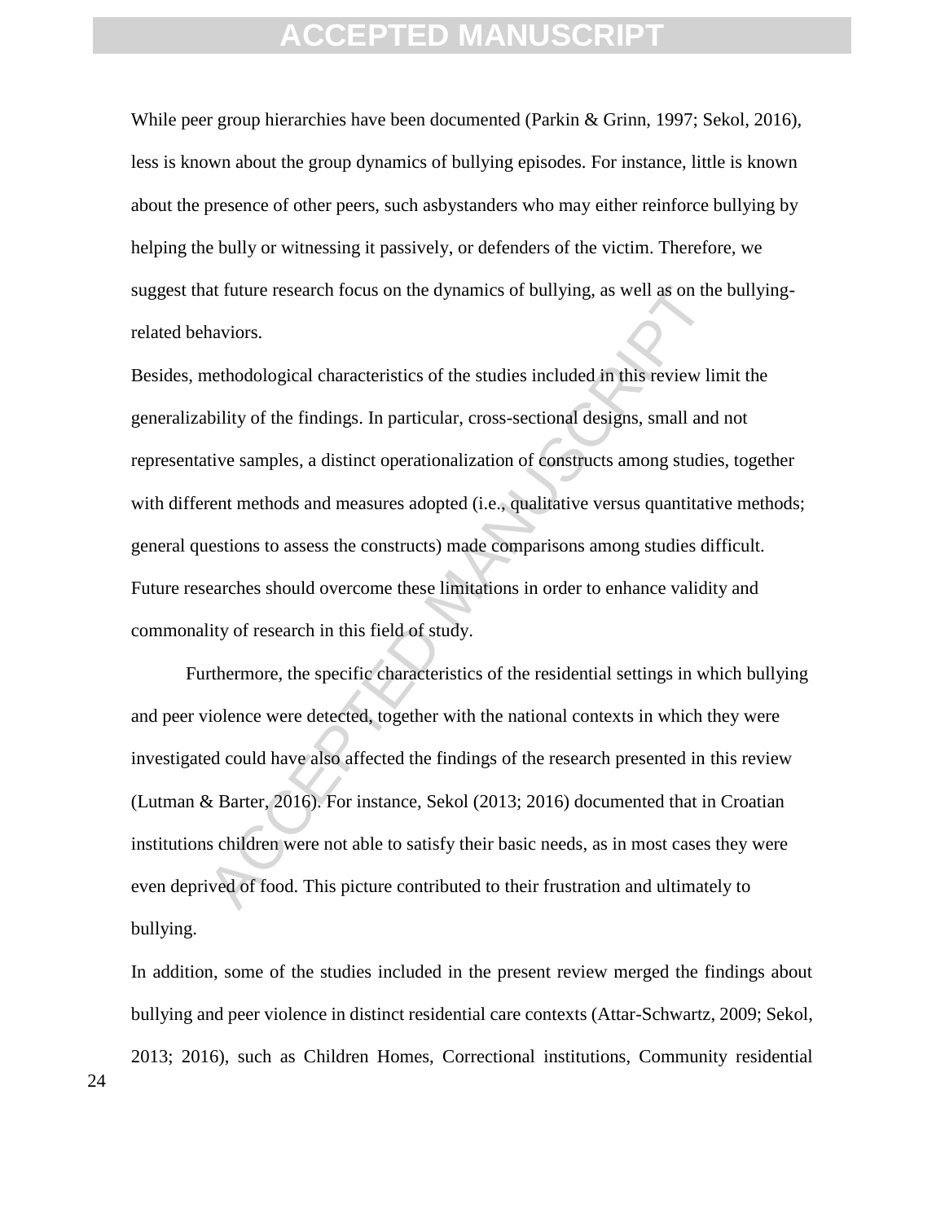While peer group hierarchies have been documented (Parkin & Grinn, 1997; Sekol, 2016), less is known about the group dynamics of bullying episodes. For instance, little is known about the presence of other peers, such asbystanders who may either reinforce bullying by helping the bully or witnessing it passively, or defenders of the victim. Therefore, we suggest that future research focus on the dynamics of bullying, as well as on the bullying-related behaviors.

Besides, methodological characteristics of the studies included in this review limit the generalizability of the findings. In particular, cross-sectional designs, small and not representative samples, a distinct operationalization of constructs among studies, together with different methods and measures adopted (i.e., qualitative versus quantitative methods; general questions to assess the constructs) made comparisons among studies difficult. Future researches should overcome these limitations in order to enhance validity and commonality of research in this field of study.

Furthermore, the specific characteristics of the residential settings in which bullying and peer violence were detected, together with the national contexts in which they were investigated could have also affected the findings of the research presented in this review (Lutman & Barter, 2016). For instance, Sekol (2013; 2016) documented that in Croatian institutions children were not able to satisfy their basic needs, as in most cases they were even deprived of food. This picture contributed to their frustration and ultimately to bullying.

In addition, some of the studies included in the present review merged the findings about bullying and peer violence in distinct residential care contexts (Attar-Schwartz, 2009; Sekol, 2013; 2016), such as Children Homes, Correctional institutions, Community residential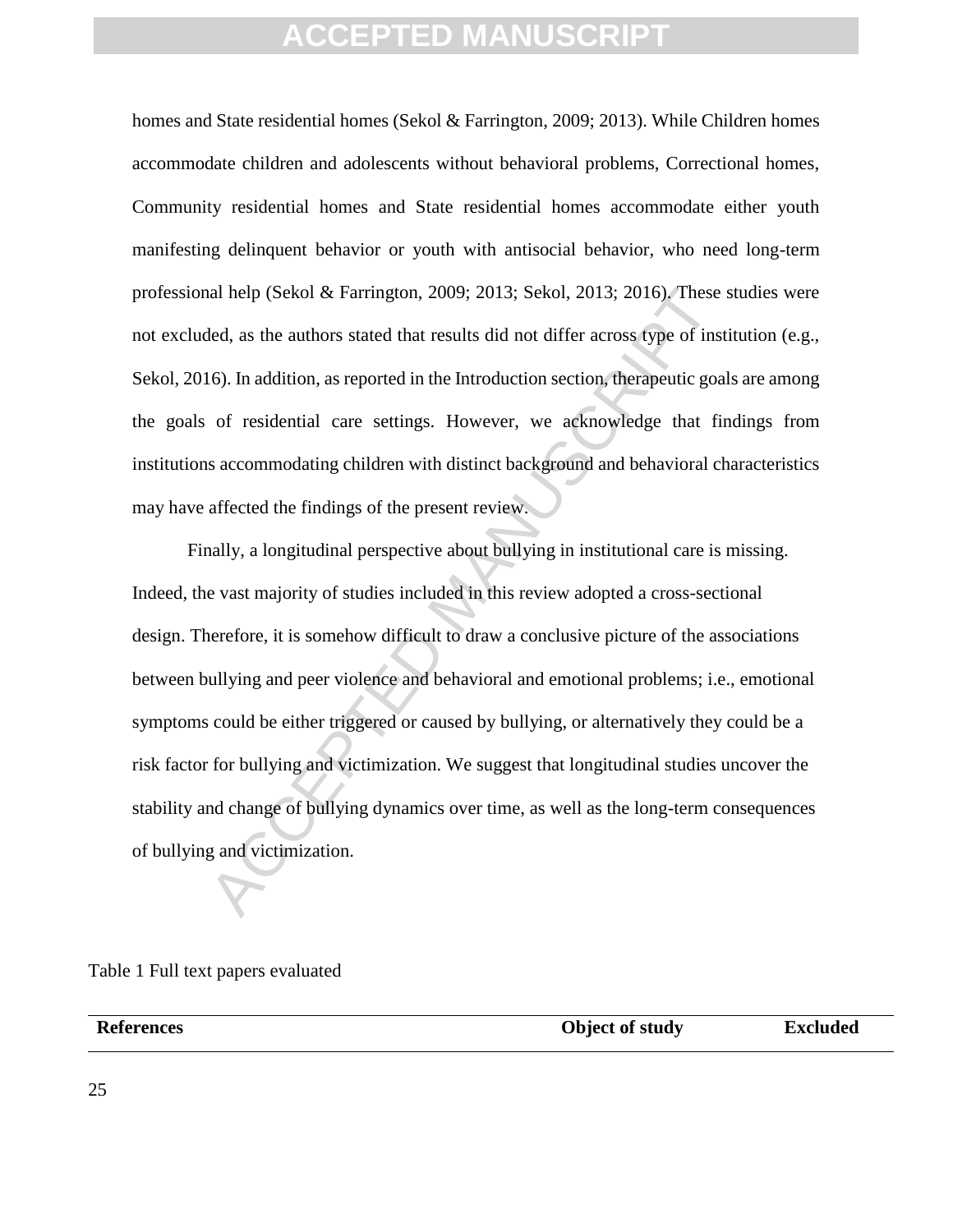homes and State residential homes (Sekol & Farrington, 2009; 2013). While Children homes accommodate children and adolescents without behavioral problems, Correctional homes, Community residential homes and State residential homes accommodate either youth manifesting delinquent behavior or youth with antisocial behavior, who need long-term professional help (Sekol & Farrington, 2009; 2013; Sekol, 2013; 2016). These studies were not excluded, as the authors stated that results did not differ across type of institution (e.g., Sekol, 2016). In addition, as reported in the Introduction section, therapeutic goals are among the goals of residential care settings. However, we acknowledge that findings from institutions accommodating children with distinct background and behavioral characteristics may have affected the findings of the present review.

Finally, a longitudinal perspective about bullying in institutional care is missing. Indeed, the vast majority of studies included in this review adopted a cross-sectional design. Therefore, it is somehow difficult to draw a conclusive picture of the associations between bullying and peer violence and behavioral and emotional problems; i.e., emotional symptoms could be either triggered or caused by bullying, or alternatively they could be a risk factor for bullying and victimization. We suggest that longitudinal studies uncover the stability and change of bullying dynamics over time, as well as the long-term consequences of bullying and victimization.

Table 1 Full text papers evaluated

| References | Object of study | Excluded |
| --- | --- | --- |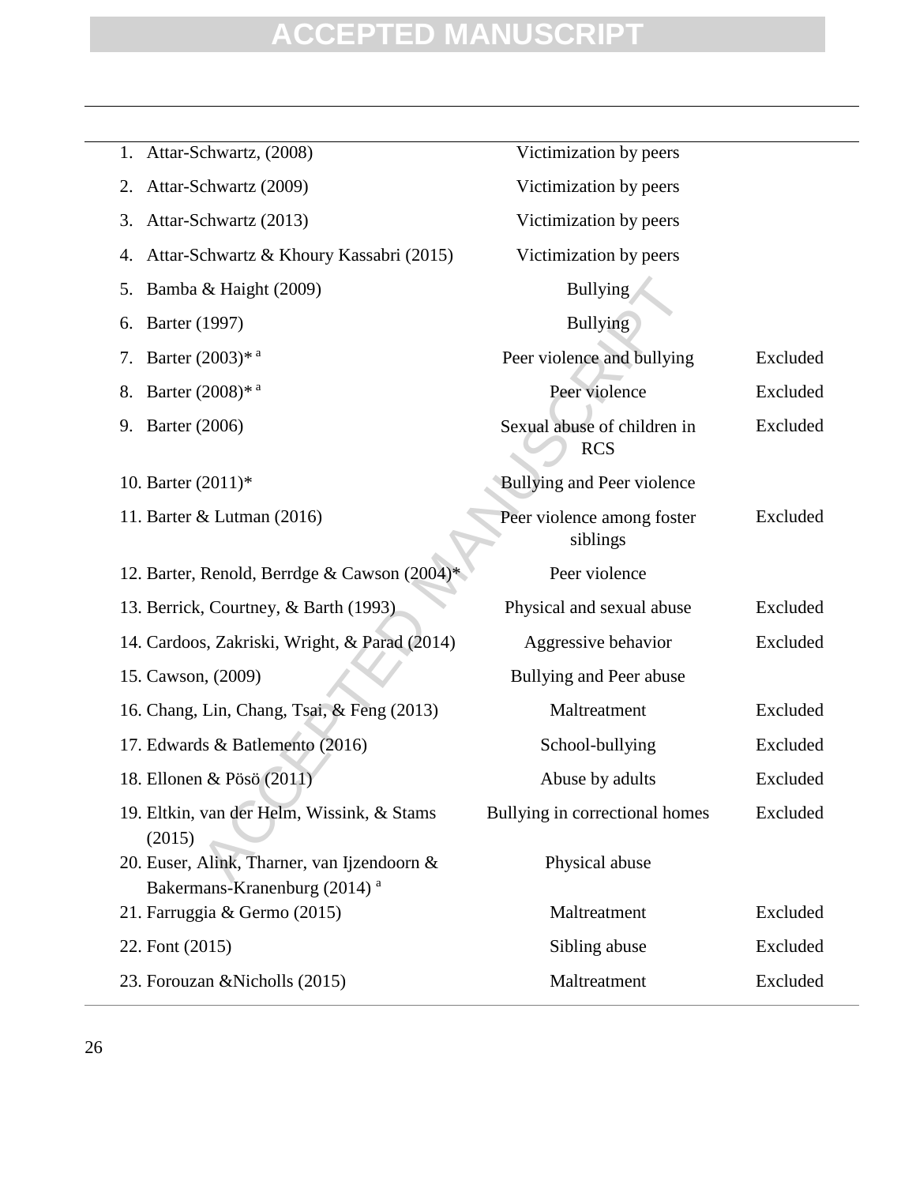| | | |
|---|---|---|
| 1. Attar-Schwartz, (2008) | Victimization by peers | |
| 2. Attar-Schwartz (2009) | Victimization by peers | |
| 3. Attar-Schwartz (2013) | Victimization by peers | |
| 4. Attar-Schwartz & Khoury Kassabri (2015) | Victimization by peers | |
| 5. Bamba & Haight (2009) | Bullying | |
| 6. Barter (1997) | Bullying | |
| 7. Barter (2003)* [a] | Peer violence and bullying | Excluded |
| 8. Barter (2008)* [a] | Peer violence | Excluded |
| 9. Barter (2006) | Sexual abuse of children in RCS | Excluded |
| 10. Barter (2011)* | Bullying and Peer violence | |
| 11. Barter & Lutman (2016) | Peer violence among foster siblings | Excluded |
| 12. Barter, Renold, Berrdge & Cawson (2004)* | Peer violence | |
| 13. Berrick, Courtney, & Barth (1993) | Physical and sexual abuse | Excluded |
| 14. Cardoos, Zakriski, Wright, & Parad (2014) | Aggressive behavior | Excluded |
| 15. Cawson, (2009) | Bullying and Peer abuse | |
| 16. Chang, Lin, Chang, Tsai, & Feng (2013) | Maltreatment | Excluded |
| 17. Edwards & Batlemento (2016) | School-bullying | Excluded |
| 18. Ellonen & Pösö (2011) | Abuse by adults | Excluded |
| 19. Eltkin, van der Helm, Wissink, & Stams (2015) | Bullying in correctional homes | Excluded |
| 20. Euser, Alink, Tharner, van Ijzendoorn & Bakermans-Kranenburg (2014) [a] | Physical abuse | |
| 21. Farruggia & Germo (2015) | Maltreatment | Excluded |
| 22. Font (2015) | Sibling abuse | Excluded |
| 23. Forouzan &Nicholls (2015) | Maltreatment | Excluded |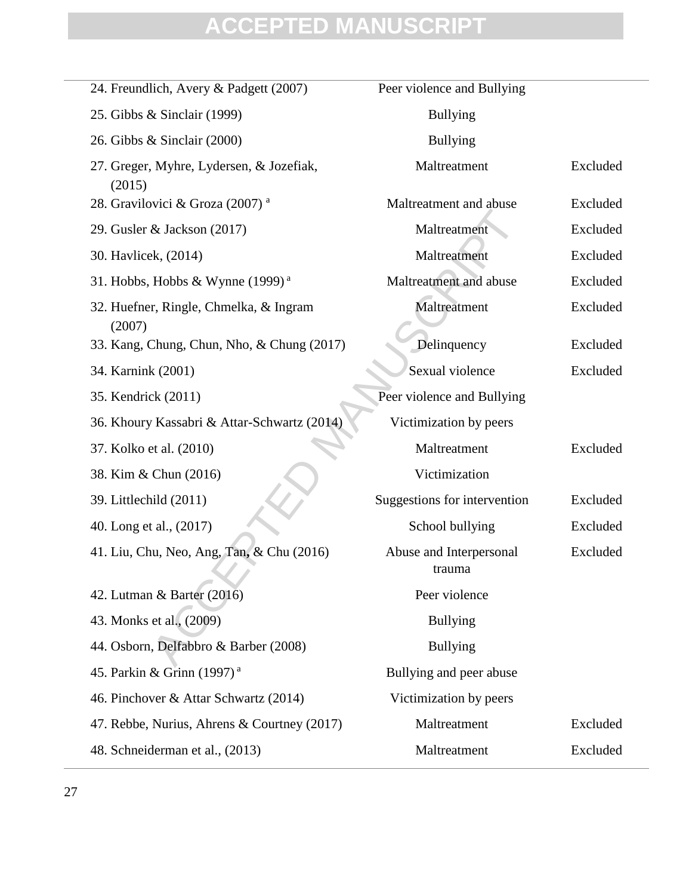| | | |
|---|---|---|
| 24. Freundlich, Avery & Padgett (2007) | Peer violence and Bullying | |
| 25. Gibbs & Sinclair (1999) | Bullying | |
| 26. Gibbs & Sinclair (2000) | Bullying | |
| 27. Greger, Myhre, Lydersen, & Jozefiak, (2015) | Maltreatment | Excluded |
| 28. Gravilovici & Groza (2007) [a] | Maltreatment and abuse | Excluded |
| 29. Gusler & Jackson (2017) | Maltreatment | Excluded |
| 30. Havlicek, (2014) | Maltreatment | Excluded |
| 31. Hobbs, Hobbs & Wynne (1999) [a] | Maltreatment and abuse | Excluded |
| 32. Huefner, Ringle, Chmelka, & Ingram (2007) | Maltreatment | Excluded |
| 33. Kang, Chung, Chun, Nho, & Chung (2017) | Delinquency | Excluded |
| 34. Karnink (2001) | Sexual violence | Excluded |
| 35. Kendrick (2011) | Peer violence and Bullying | |
| 36. Khoury Kassabri & Attar-Schwartz (2014) | Victimization by peers | |
| 37. Kolko et al. (2010) | Maltreatment | Excluded |
| 38. Kim & Chun (2016) | Victimization | |
| 39. Littlechild (2011) | Suggestions for intervention | Excluded |
| 40. Long et al., (2017) | School bullying | Excluded |
| 41. Liu, Chu, Neo, Ang, Tan, & Chu (2016) | Abuse and Interpersonal trauma | Excluded |
| 42. Lutman & Barter (2016) | Peer violence | |
| 43. Monks et al., (2009) | Bullying | |
| 44. Osborn, Delfabbro & Barber (2008) | Bullying | |
| 45. Parkin & Grinn (1997) [a] | Bullying and peer abuse | |
| 46. Pinchover & Attar Schwartz (2014) | Victimization by peers | |
| 47. Rebbe, Nurius, Ahrens & Courtney (2017) | Maltreatment | Excluded |
| 48. Schneiderman et al., (2013) | Maltreatment | Excluded |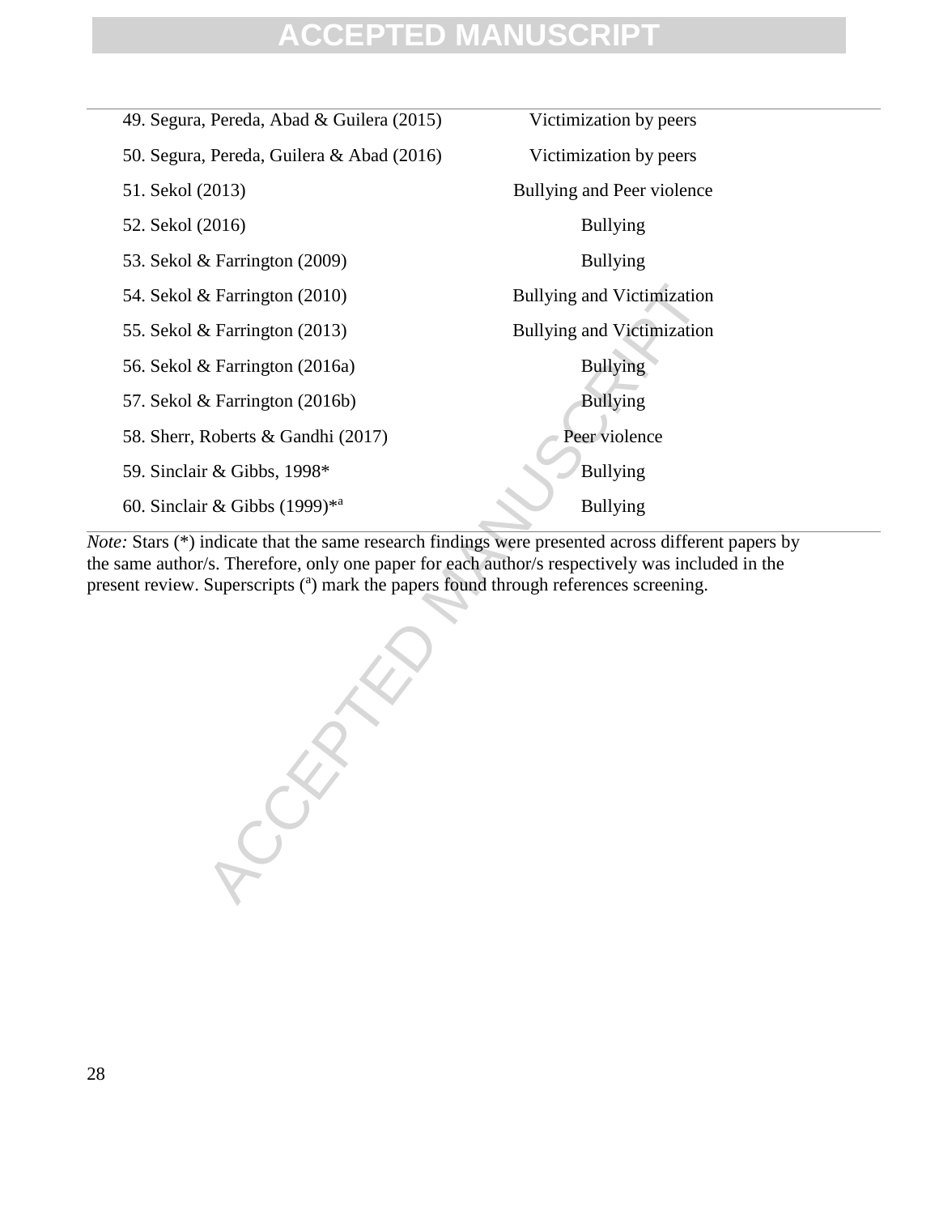| | |
|---|---|
| 49. Segura, Pereda, Abad & Guilera (2015) | Victimization by peers |
| 50. Segura, Pereda, Guilera & Abad (2016) | Victimization by peers |
| 51. Sekol (2013) | Bullying and Peer violence |
| 52. Sekol (2016) | Bullying |
| 53. Sekol & Farrington (2009) | Bullying |
| 54. Sekol & Farrington (2010) | Bullying and Victimization |
| 55. Sekol & Farrington (2013) | Bullying and Victimization |
| 56. Sekol & Farrington (2016a) | Bullying |
| 57. Sekol & Farrington (2016b) | Bullying |
| 58. Sherr, Roberts & Gandhi (2017) | Peer violence |
| 59. Sinclair & Gibbs, 1998* | Bullying |
| 60. Sinclair & Gibbs (1999)*[a] | Bullying |

*Note:* Stars (*) indicate that the same research findings were presented across different papers by the same author/s. Therefore, only one paper for each author/s respectively was included in the present review. Superscripts ([a]) mark the papers found through references screening.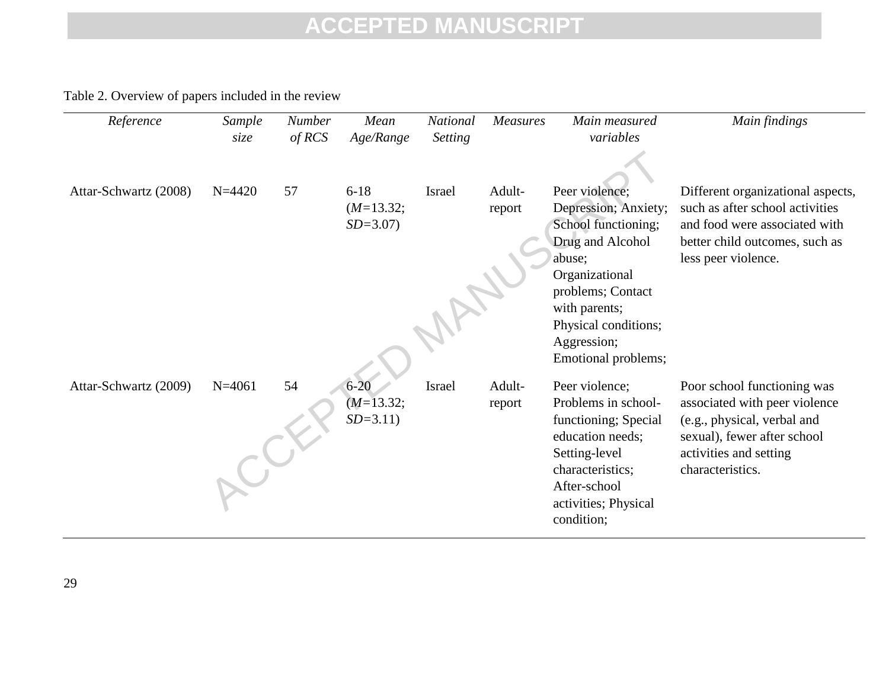Table 2. Overview of papers included in the review

| *Reference* | *Sample size* | *Number of RCS* | *Mean Age/Range* | *National Setting* | *Measures* | *Main measured variables* | *Main findings* |
|---|---|---|---|---|---|---|---|
| Attar-Schwartz (2008) | N=4420 | 57 | 6-18 (*M*=13.32; *SD*=3.07) | Israel | Adult-report | Peer violence; Depression; Anxiety; School functioning; Drug and Alcohol abuse; Organizational problems; Contact with parents; Physical conditions; Aggression; Emotional problems; | Different organizational aspects, such as after school activities and food were associated with better child outcomes, such as less peer violence. |
| Attar-Schwartz (2009) | N=4061 | 54 | 6-20 (*M*=13.32; *SD*=3.11) | Israel | Adult-report | Peer violence; Problems in school-functioning; Special education needs; Setting-level characteristics; After-school activities; Physical condition; | Poor school functioning was associated with peer violence (e.g., physical, verbal and sexual), fewer after school activities and setting characteristics. |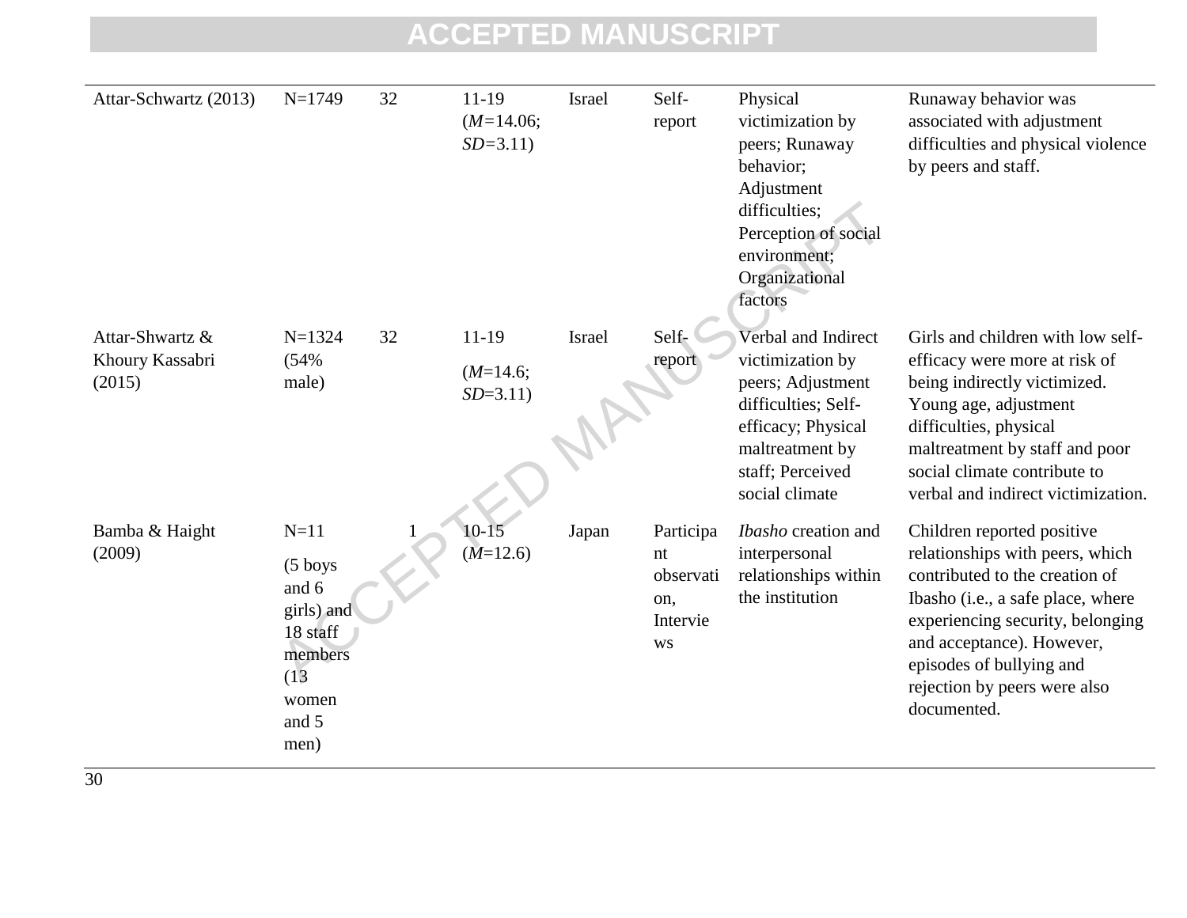| Attar-Schwartz (2013) | N=1749 | 32 | 11-19 (*M*=14.06; *SD*=3.11) | Israel | Self-report | Physical victimization by peers; Runaway behavior; Adjustment difficulties; Perception of social environment; Organizational factors | Runaway behavior was associated with adjustment difficulties and physical violence by peers and staff. |
|---|---|---|---|---|---|---|---|
| Attar-Shwartz & Khoury Kassabri (2015) | N=1324 (54% male) | 32 | 11-19 (*M*=14.6; *SD*=3.11) | Israel | Self-report | Verbal and Indirect victimization by peers; Adjustment difficulties; Self-efficacy; Physical maltreatment by staff; Perceived social climate | Girls and children with low self-efficacy were more at risk of being indirectly victimized. Young age, adjustment difficulties, physical maltreatment by staff and poor social climate contribute to verbal and indirect victimization. |
| Bamba & Haight (2009) | N=11 (5 boys and 6 girls) and 18 staff members (13 women and 5 men) | 1 | 10-15 (*M*=12.6) | Japan | Participant observation, Interviews | *Ibasho* creation and interpersonal relationships within the institution | Children reported positive relationships with peers, which contributed to the creation of Ibasho (i.e., a safe place, where experiencing security, belonging and acceptance). However, episodes of bullying and rejection by peers were also documented. |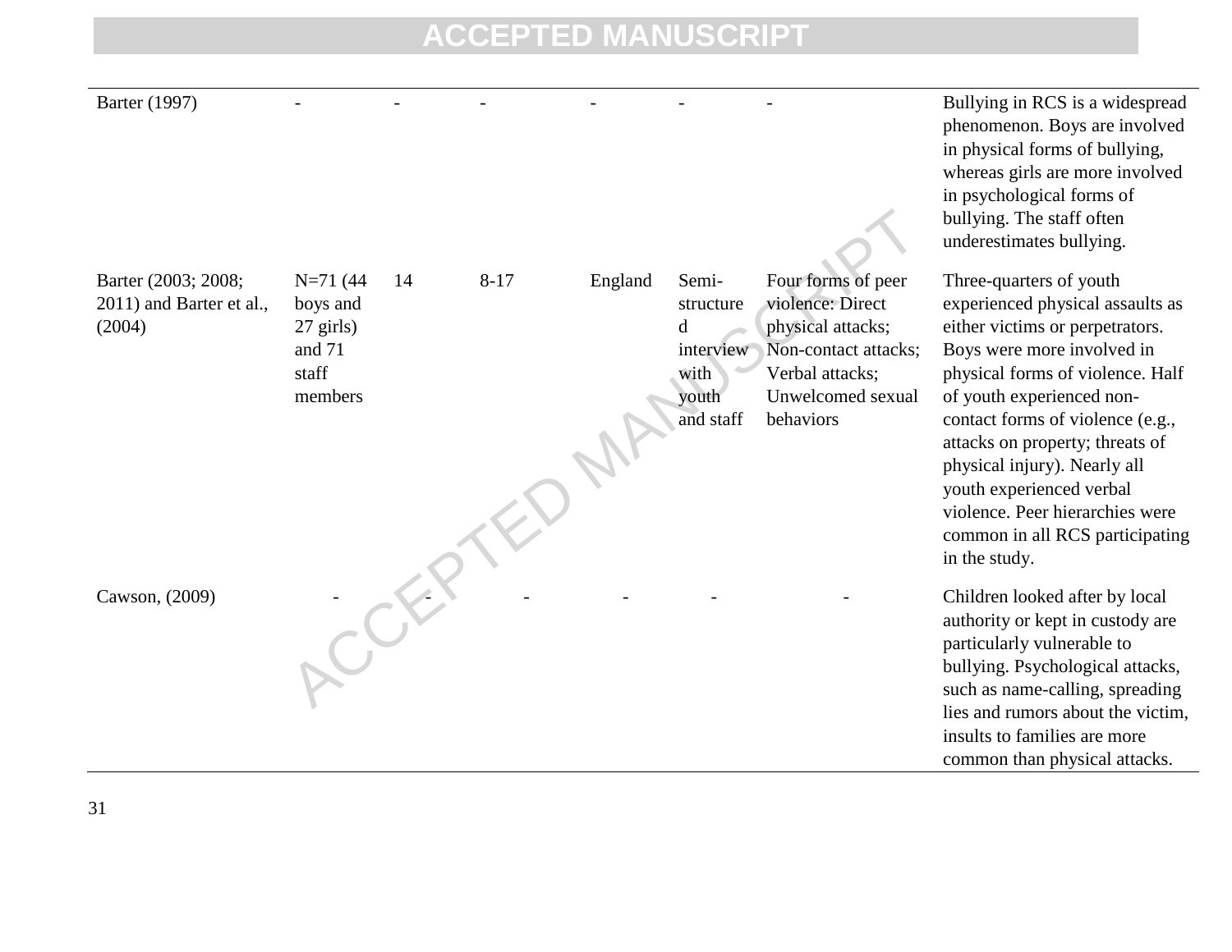| | | | | | | | |
|---|---|---|---|---|---|---|---|
| Barter (1997) | - | - | - | - | - | - | Bullying in RCS is a widespread phenomenon. Boys are involved in physical forms of bullying, whereas girls are more involved in psychological forms of bullying. The staff often underestimates bullying. |
| Barter (2003; 2008; 2011) and Barter et al., (2004) | N=71 (44 boys and 27 girls) and 71 staff members | 14 | 8-17 | England | Semi-structured interview with youth and staff | Four forms of peer violence: Direct physical attacks; Non-contact attacks; Verbal attacks; Unwelcomed sexual behaviors | Three-quarters of youth experienced physical assaults as either victims or perpetrators. Boys were more involved in physical forms of violence. Half of youth experienced non-contact forms of violence (e.g., attacks on property; threats of physical injury). Nearly all youth experienced verbal violence. Peer hierarchies were common in all RCS participating in the study. |
| Cawson, (2009) | - | - | - | - | - | - | Children looked after by local authority or kept in custody are particularly vulnerable to bullying. Psychological attacks, such as name-calling, spreading lies and rumors about the victim, insults to families are more common than physical attacks. |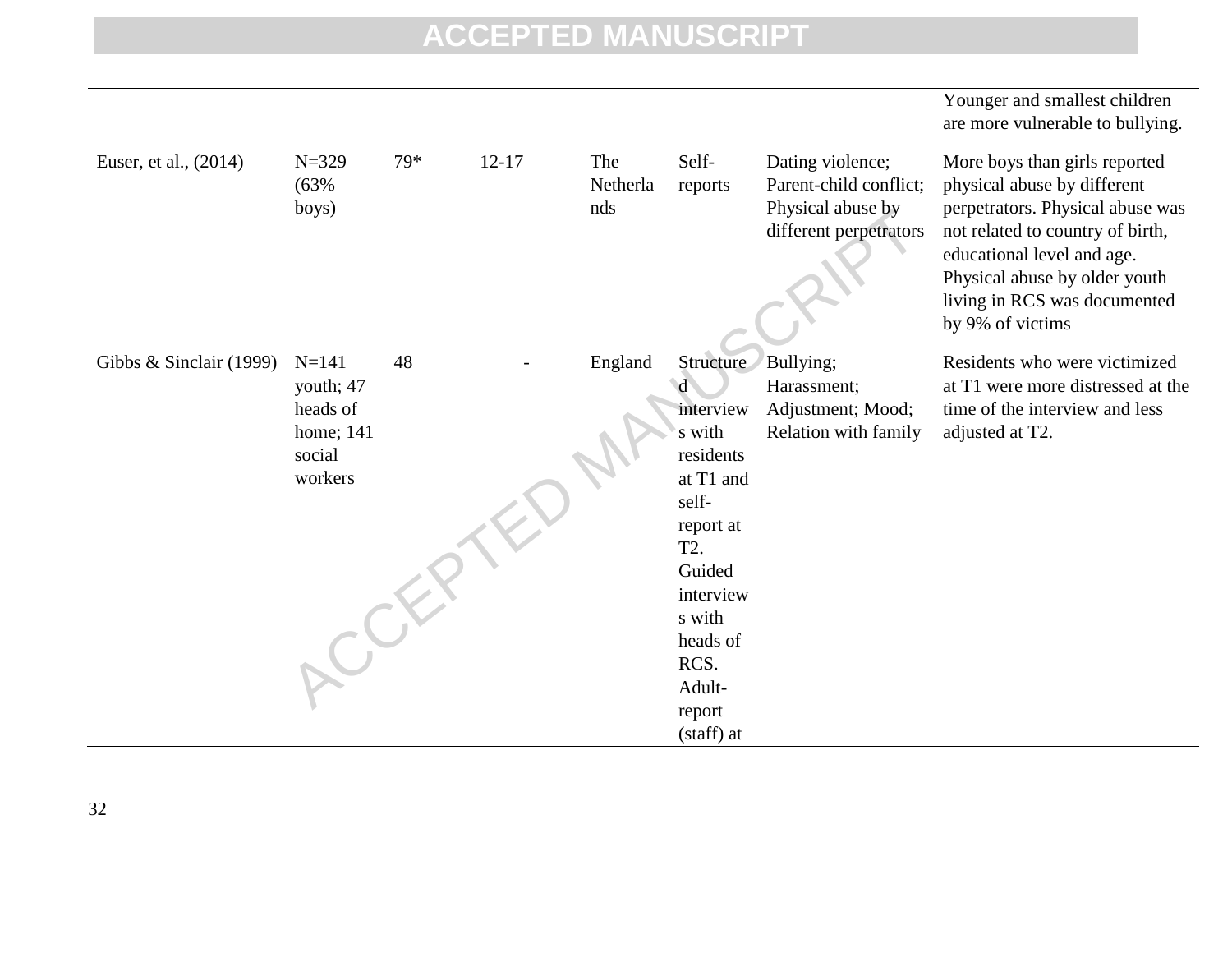| | | | | | | | |
|---|---|---|---|---|---|---|---|
| | | | | | | | Younger and smallest children are more vulnerable to bullying. |
| Euser, et al., (2014) | N=329 (63% boys) | 79* | 12-17 | The Netherlands | Self-reports | Dating violence; Parent-child conflict; Physical abuse by different perpetrators | More boys than girls reported physical abuse by different perpetrators. Physical abuse was not related to country of birth, educational level and age. Physical abuse by older youth living in RCS was documented by 9% of victims |
| Gibbs & Sinclair (1999) | N=141 youth; 47 heads of home; 141 social workers | 48 | - | England | Structured interviews with residents at T1 and self-report at T2. Guided interviews with heads of RCS. Adult-report (staff) at | Bullying; Harassment; Adjustment; Mood; Relation with family | Residents who were victimized at T1 were more distressed at the time of the interview and less adjusted at T2. |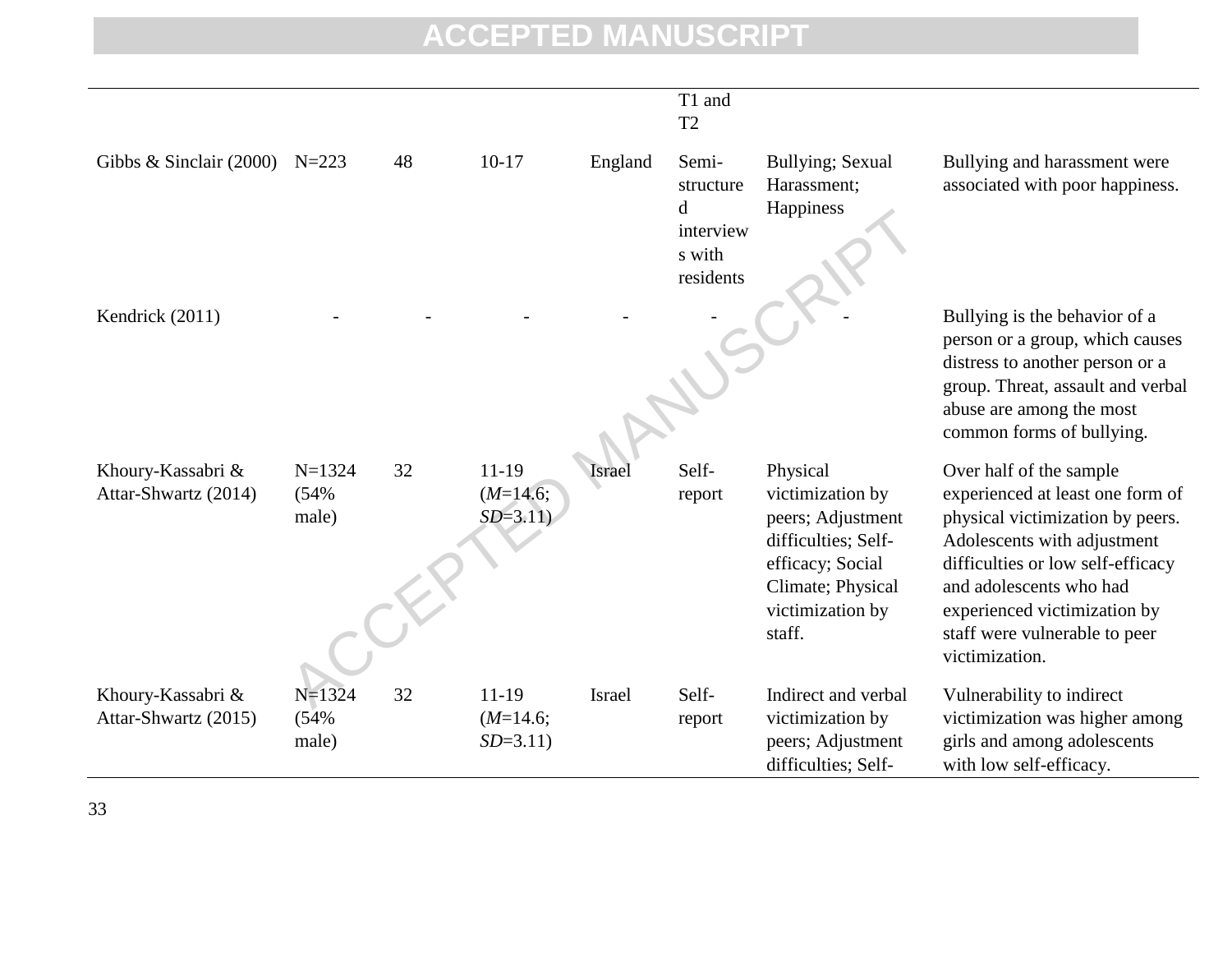|  |  |  |  |  |  |  |  |
|---|---|---|---|---|---|---|---|
|  |  |  |  |  | T1 and T2 |  |  |
| Gibbs & Sinclair (2000) | N=223 | 48 | 10-17 | England | Semi-structured interviews with residents | Bullying; Sexual Harassment; Happiness | Bullying and harassment were associated with poor happiness. |
| Kendrick (2011) | - | - | - | - | - | - | Bullying is the behavior of a person or a group, which causes distress to another person or a group. Threat, assault and verbal abuse are among the most common forms of bullying. |
| Khoury-Kassabri & Attar-Shwartz (2014) | N=1324 (54% male) | 32 | 11-19 (*M*=14.6; *SD*=3.11) | Israel | Self-report | Physical victimization by peers; Adjustment difficulties; Self-efficacy; Social Climate; Physical victimization by staff. | Over half of the sample experienced at least one form of physical victimization by peers. Adolescents with adjustment difficulties or low self-efficacy and adolescents who had experienced victimization by staff were vulnerable to peer victimization. |
| Khoury-Kassabri & Attar-Shwartz (2015) | N=1324 (54% male) | 32 | 11-19 (*M*=14.6; *SD*=3.11) | Israel | Self-report | Indirect and verbal victimization by peers; Adjustment difficulties; Self- | Vulnerability to indirect victimization was higher among girls and among adolescents with low self-efficacy. |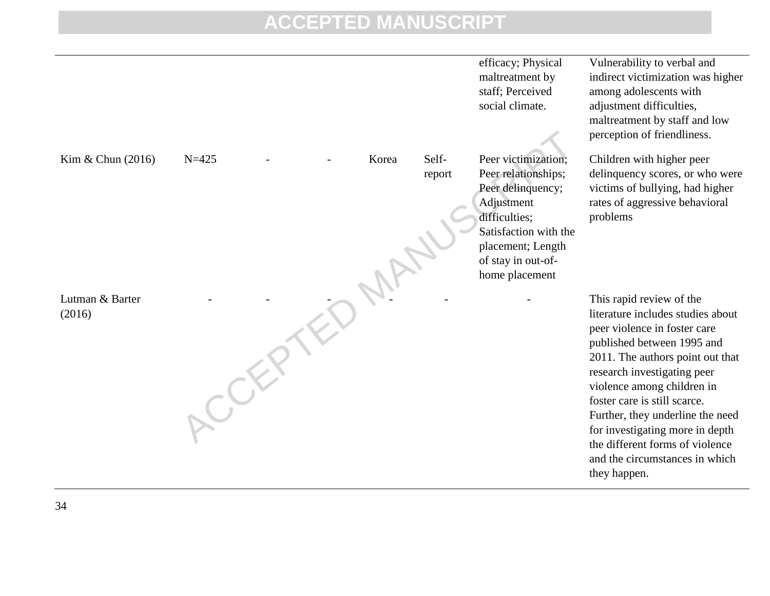| | | | | | | | |
|---|---|---|---|---|---|---|---|
| | | | | | | efficacy; Physical maltreatment by staff; Perceived social climate. | Vulnerability to verbal and indirect victimization was higher among adolescents with adjustment difficulties, maltreatment by staff and low perception of friendliness. |
| Kim & Chun (2016) | N=425 | - | - | Korea | Self-report | Peer victimization; Peer relationships; Peer delinquency; Adjustment difficulties; Satisfaction with the placement; Length of stay in out-of-home placement | Children with higher peer delinquency scores, or who were victims of bullying, had higher rates of aggressive behavioral problems |
| Lutman & Barter (2016) | - | - | - | - | - | - | This rapid review of the literature includes studies about peer violence in foster care published between 1995 and 2011. The authors point out that research investigating peer violence among children in foster care is still scarce. Further, they underline the need for investigating more in depth the different forms of violence and the circumstances in which they happen. |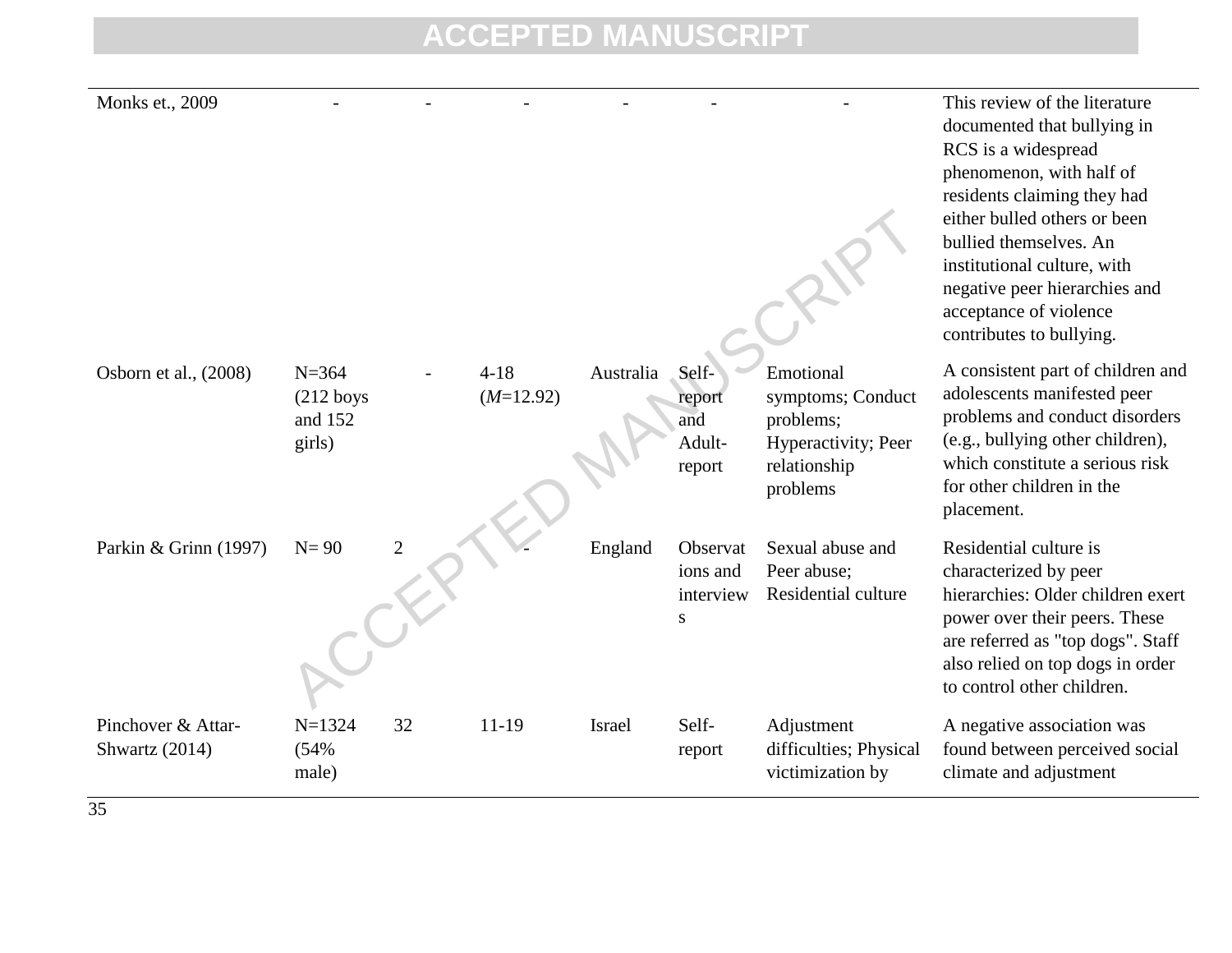| | | | | | | | |
|---|---|---|---|---|---|---|---|
| Monks et., 2009 | - | - | - | - | - | - | This review of the literature documented that bullying in RCS is a widespread phenomenon, with half of residents claiming they had either bulled others or been bullied themselves. An institutional culture, with negative peer hierarchies and acceptance of violence contributes to bullying. |
| Osborn et al., (2008) | N=364 (212 boys and 152 girls) | - | 4-18 (*M*=12.92) | Australia | Self-report and Adult-report | Emotional symptoms; Conduct problems; Hyperactivity; Peer relationship problems | A consistent part of children and adolescents manifested peer problems and conduct disorders (e.g., bullying other children), which constitute a serious risk for other children in the placement. |
| Parkin & Grinn (1997) | N= 90 | 2 | - | England | Observations and interviews | Sexual abuse and Peer abuse; Residential culture | Residential culture is characterized by peer hierarchies: Older children exert power over their peers. These are referred as "top dogs". Staff also relied on top dogs in order to control other children. |
| Pinchover & Attar-Shwartz (2014) | N=1324 (54% male) | 32 | 11-19 | Israel | Self-report | Adjustment difficulties; Physical victimization by | A negative association was found between perceived social climate and adjustment |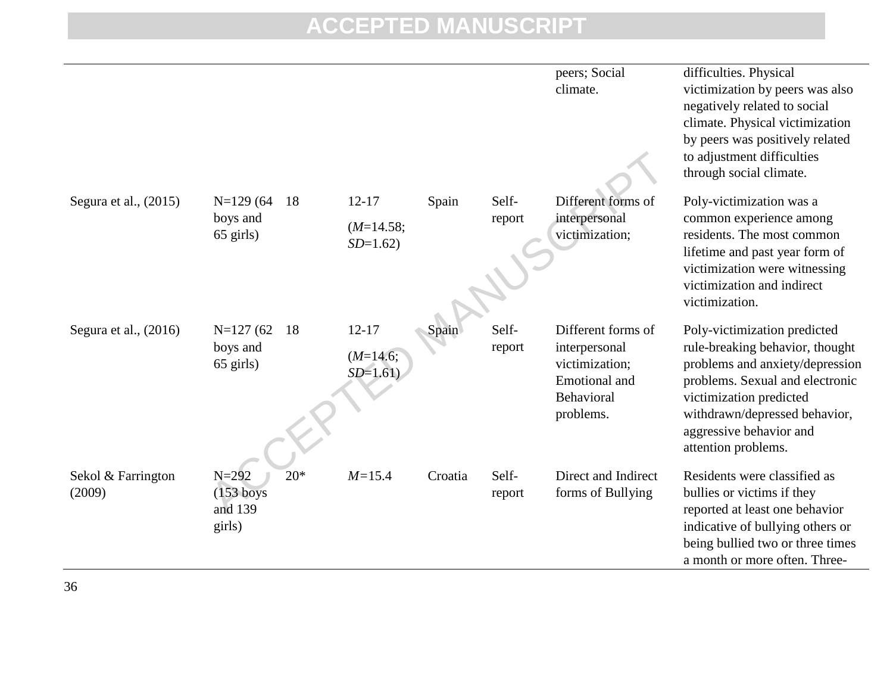| | | | | | | | |
|---|---|---|---|---|---|---|---|
| | | | | | | peers; Social climate. | difficulties. Physical victimization by peers was also negatively related to social climate. Physical victimization by peers was positively related to adjustment difficulties through social climate. |
| Segura et al., (2015) | N=129 (64 boys and 65 girls) | 18 | 12-17 (*M*=14.58; *SD*=1.62) | Spain | Self-report | Different forms of interpersonal victimization; | Poly-victimization was a common experience among residents. The most common lifetime and past year form of victimization were witnessing victimization and indirect victimization. |
| Segura et al., (2016) | N=127 (62 boys and 65 girls) | 18 | 12-17 (*M*=14.6; *SD*=1.61) | Spain | Self-report | Different forms of interpersonal victimization; Emotional and Behavioral problems. | Poly-victimization predicted rule-breaking behavior, thought problems and anxiety/depression problems. Sexual and electronic victimization predicted withdrawn/depressed behavior, aggressive behavior and attention problems. |
| Sekol & Farrington (2009) | N=292 (153 boys and 139 girls) | 20* | *M*=15.4 | Croatia | Self-report | Direct and Indirect forms of Bullying | Residents were classified as bullies or victims if they reported at least one behavior indicative of bullying others or being bullied two or three times a month or more often. Three- |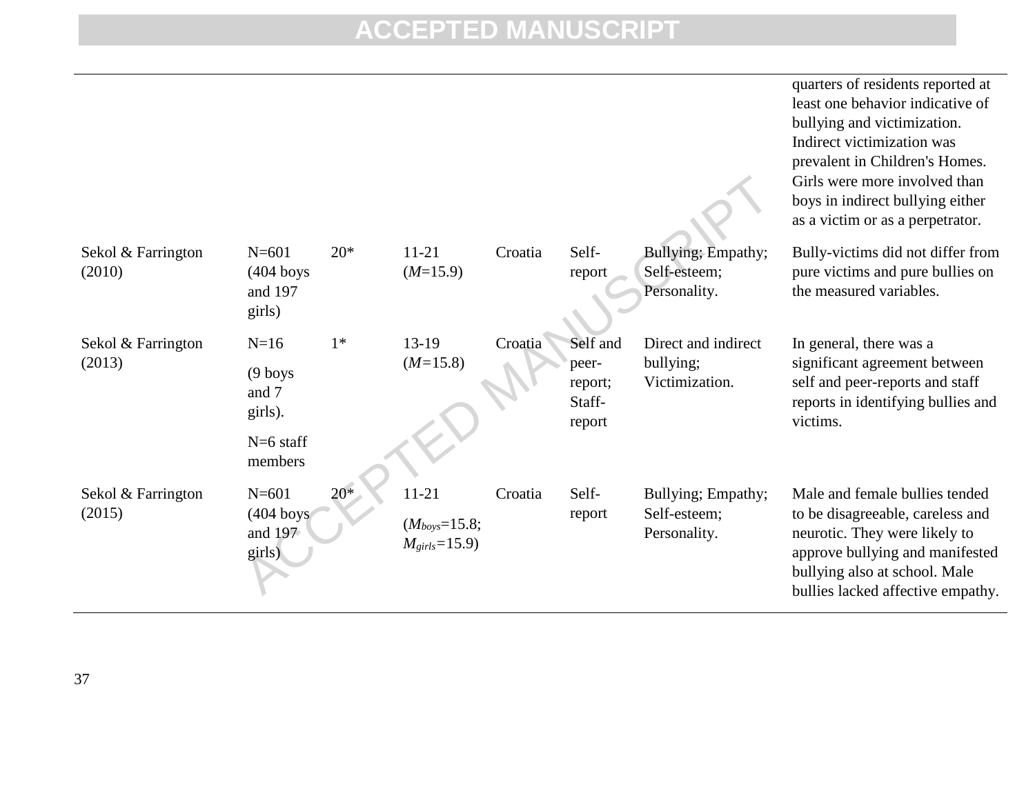| | | | | | | | |
|---|---|---|---|---|---|---|---|
| | | | | | | | quarters of residents reported at least one behavior indicative of bullying and victimization. Indirect victimization was prevalent in Children's Homes. Girls were more involved than boys in indirect bullying either as a victim or as a perpetrator. |
| Sekol & Farrington (2010) | N=601 (404 boys and 197 girls) | 20* | 11-21 (*M*=15.9) | Croatia | Self-report | Bullying; Empathy; Self-esteem; Personality. | Bully-victims did not differ from pure victims and pure bullies on the measured variables. |
| Sekol & Farrington (2013) | N=16 (9 boys and 7 girls). N=6 staff members | 1* | 13-19 (*M*=15.8) | Croatia | Self and peer-report; Staff-report | Direct and indirect bullying; Victimization. | In general, there was a significant agreement between self and peer-reports and staff reports in identifying bullies and victims. |
| Sekol & Farrington (2015) | N=601 (404 boys and 197 girls) | 20* | 11-21 ($M_{boys}$=15.8; $M_{girls}$=15.9) | Croatia | Self-report | Bullying; Empathy; Self-esteem; Personality. | Male and female bullies tended to be disagreeable, careless and neurotic. They were likely to approve bullying and manifested bullying also at school. Male bullies lacked affective empathy. |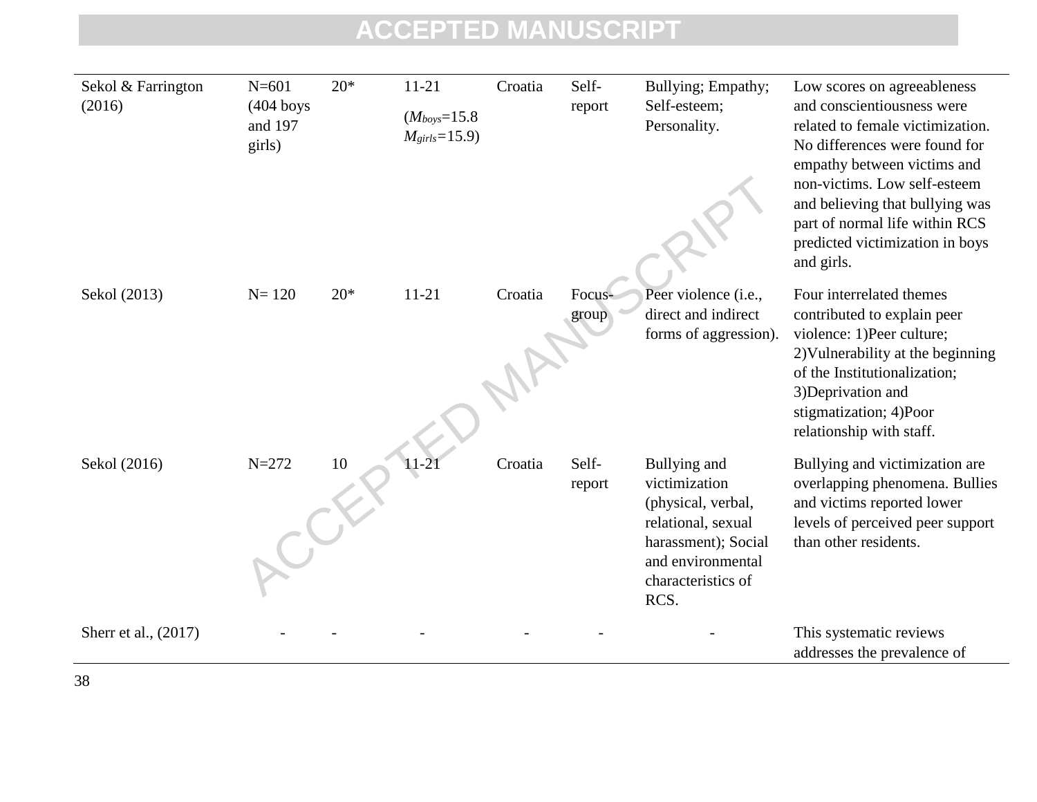| | | | | | | | |
|---|---|---|---|---|---|---|---|
| Sekol & Farrington (2016) | N=601 (404 boys and 197 girls) | 20* | 11-21 ($M_{boys}$=15.8 $M_{girls}$=15.9) | Croatia | Self-report | Bullying; Empathy; Self-esteem; Personality. | Low scores on agreeableness and conscientiousness were related to female victimization. No differences were found for empathy between victims and non-victims. Low self-esteem and believing that bullying was part of normal life within RCS predicted victimization in boys and girls. |
| Sekol (2013) | N= 120 | 20* | 11-21 | Croatia | Focus-group | Peer violence (i.e., direct and indirect forms of aggression). | Four interrelated themes contributed to explain peer violence: 1)Peer culture; 2)Vulnerability at the beginning of the Institutionalization; 3)Deprivation and stigmatization; 4)Poor relationship with staff. |
| Sekol (2016) | N=272 | 10 | 11-21 | Croatia | Self-report | Bullying and victimization (physical, verbal, relational, sexual harassment); Social and environmental characteristics of RCS. | Bullying and victimization are overlapping phenomena. Bullies and victims reported lower levels of perceived peer support than other residents. |
| Sherr et al., (2017) | - | - | - | - | - | - | This systematic reviews addresses the prevalence of |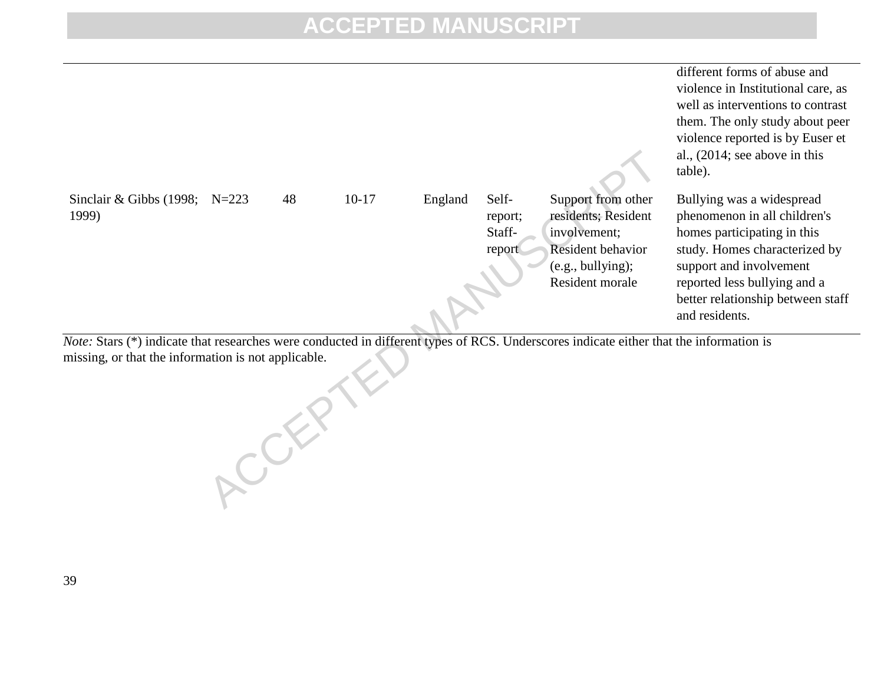| | | | | | | | |
|---|---|---|---|---|---|---|---|
| | | | | | | | different forms of abuse and violence in Institutional care, as well as interventions to contrast them. The only study about peer violence reported is by Euser et al., (2014; see above in this table). |
| Sinclair & Gibbs (1998; 1999) | N=223 | 48 | 10-17 | England | Self-report; Staff-report | Support from other residents; Resident involvement; Resident behavior (e.g., bullying); Resident morale | Bullying was a widespread phenomenon in all children's homes participating in this study. Homes characterized by support and involvement reported less bullying and a better relationship between staff and residents. |

*Note:* Stars (*) indicate that researches were conducted in different types of RCS. Underscores indicate either that the information is missing, or that the information is not applicable.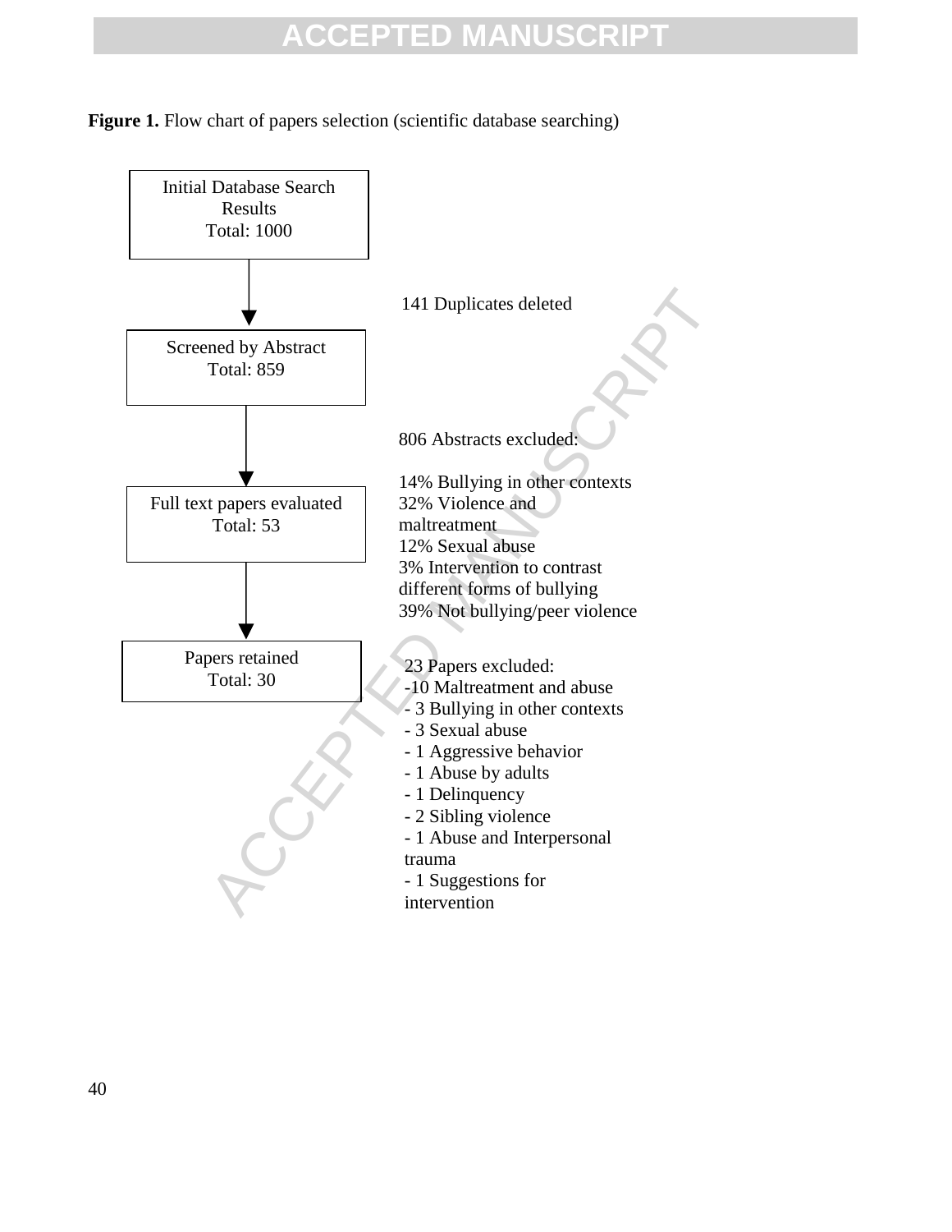**Figure 1.** Flow chart of papers selection (scientific database searching)

Initial Database Search Results
Total: 1000

141 Duplicates deleted

Screened by Abstract
Total: 859

806 Abstracts excluded:

14% Bullying in other contexts
32% Violence and maltreatment
12% Sexual abuse
3% Intervention to contrast different forms of bullying
39% Not bullying/peer violence

Full text papers evaluated
Total: 53

23 Papers excluded:
- 10 Maltreatment and abuse
- 3 Bullying in other contexts
- 3 Sexual abuse
- 1 Aggressive behavior
- 1 Abuse by adults
- 1 Delinquency
- 2 Sibling violence
- 1 Abuse and Interpersonal trauma
- 1 Suggestions for intervention

Papers retained
Total: 30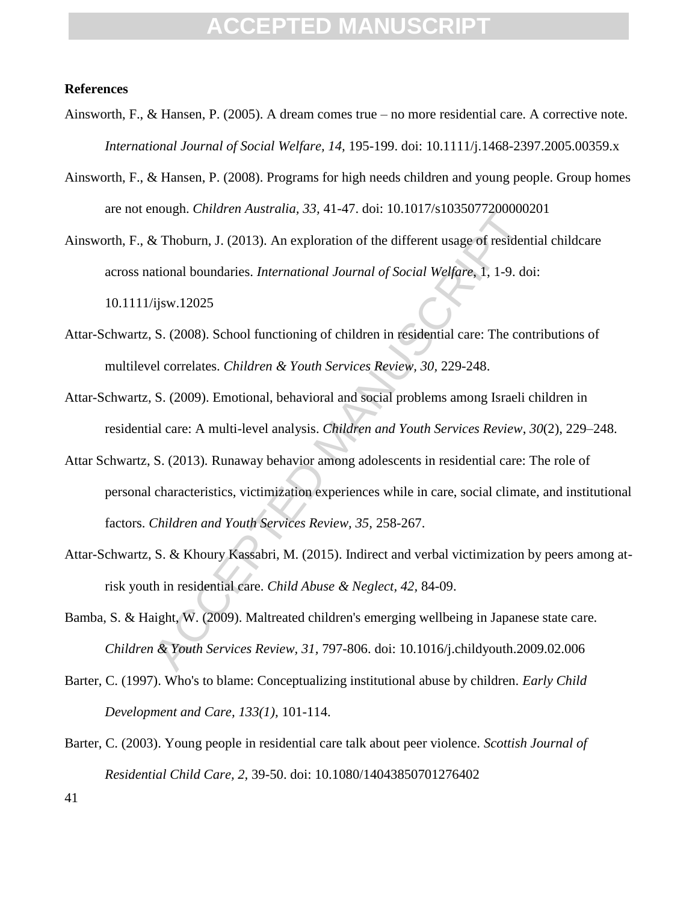**References**

Ainsworth, F., & Hansen, P. (2005). A dream comes true – no more residential care. A corrective note. *International Journal of Social Welfare, 14,* 195-199. doi: 10.1111/j.1468-2397.2005.00359.x

Ainsworth, F., & Hansen, P. (2008). Programs for high needs children and young people. Group homes are not enough. *Children Australia, 33,* 41-47. doi: 10.1017/s1035077200000201

Ainsworth, F., & Thoburn, J. (2013). An exploration of the different usage of residential childcare across national boundaries. *International Journal of Social Welfare,* 1, 1-9. doi: 10.1111/ijsw.12025

Attar-Schwartz, S. (2008). School functioning of children in residential care: The contributions of multilevel correlates. *Children & Youth Services Review, 30,* 229-248.

Attar-Schwartz, S. (2009). Emotional, behavioral and social problems among Israeli children in residential care: A multi-level analysis. *Children and Youth Services Review*, *30*(2), 229–248.

Attar Schwartz, S. (2013). Runaway behavior among adolescents in residential care: The role of personal characteristics, victimization experiences while in care, social climate, and institutional factors. *Children and Youth Services Review, 35,* 258-267.

Attar-Schwartz, S. & Khoury Kassabri, M. (2015). Indirect and verbal victimization by peers among at-risk youth in residential care. *Child Abuse & Neglect, 42,* 84-09.

Bamba, S. & Haight, W. (2009). Maltreated children's emerging wellbeing in Japanese state care. *Children & Youth Services Review, 31,* 797-806. doi: 10.1016/j.childyouth.2009.02.006

Barter, C. (1997). Who's to blame: Conceptualizing institutional abuse by children. *Early Child Development and Care, 133(1),* 101-114.

Barter, C. (2003). Young people in residential care talk about peer violence. *Scottish Journal of Residential Child Care, 2,* 39-50. doi: 10.1080/14043850701276402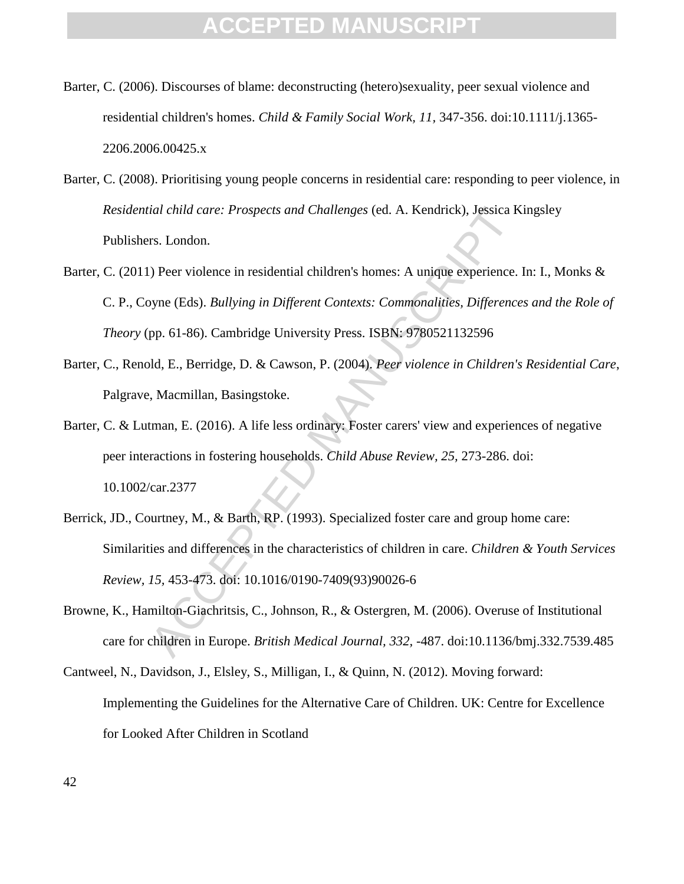Barter, C. (2006). Discourses of blame: deconstructing (hetero)sexuality, peer sexual violence and residential children's homes. *Child & Family Social Work, 11,* 347-356. doi:10.1111/j.1365-2206.2006.00425.x

Barter, C. (2008). Prioritising young people concerns in residential care: responding to peer violence, in *Residential child care: Prospects and Challenges* (ed. A. Kendrick), Jessica Kingsley Publishers. London.

Barter, C. (2011) Peer violence in residential children's homes: A unique experience. In: I., Monks & C. P., Coyne (Eds). *Bullying in Different Contexts: Commonalities, Differences and the Role of Theory* (pp. 61-86). Cambridge University Press. ISBN: 9780521132596

Barter, C., Renold, E., Berridge, D. & Cawson, P. (2004). *Peer violence in Children's Residential Care*, Palgrave, Macmillan, Basingstoke.

Barter, C. & Lutman, E. (2016). A life less ordinary: Foster carers' view and experiences of negative peer interactions in fostering households. *Child Abuse Review, 25,* 273-286. doi: 10.1002/car.2377

Berrick, JD., Courtney, M., & Barth, RP. (1993). Specialized foster care and group home care: Similarities and differences in the characteristics of children in care. *Children & Youth Services Review, 15,* 453-473. doi: 10.1016/0190-7409(93)90026-6

Browne, K., Hamilton-Giachritsis, C., Johnson, R., & Ostergren, M. (2006). Overuse of Institutional care for children in Europe. *British Medical Journal, 332,* -487. doi:10.1136/bmj.332.7539.485

Cantweel, N., Davidson, J., Elsley, S., Milligan, I., & Quinn, N. (2012). Moving forward: Implementing the Guidelines for the Alternative Care of Children. UK: Centre for Excellence for Looked After Children in Scotland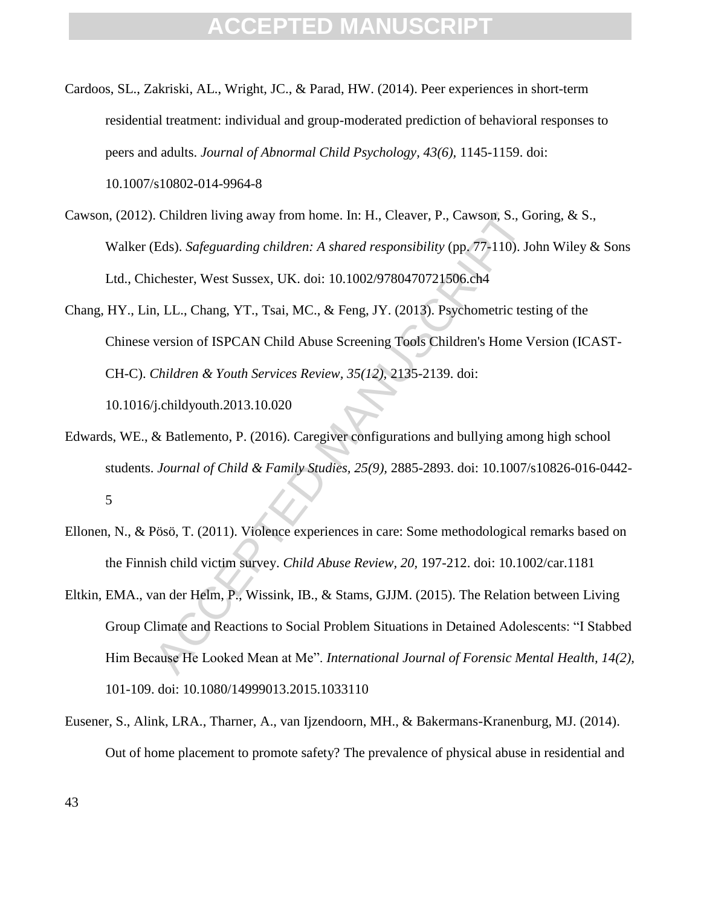Cardoos, SL., Zakriski, AL., Wright, JC., & Parad, HW. (2014). Peer experiences in short-term residential treatment: individual and group-moderated prediction of behavioral responses to peers and adults. *Journal of Abnormal Child Psychology, 43(6)*, 1145-1159. doi: 10.1007/s10802-014-9964-8

Cawson, (2012). Children living away from home. In: H., Cleaver, P., Cawson, S., Goring, & S., Walker (Eds). *Safeguarding children: A shared responsibility* (pp. 77-110). John Wiley & Sons Ltd., Chichester, West Sussex, UK. doi: 10.1002/9780470721506.ch4

Chang, HY., Lin, LL., Chang, YT., Tsai, MC., & Feng, JY. (2013). Psychometric testing of the Chinese version of ISPCAN Child Abuse Screening Tools Children's Home Version (ICAST-CH-C). *Children & Youth Services Review, 35(12)*, 2135-2139. doi: 10.1016/j.childyouth.2013.10.020

Edwards, WE., & Batlemento, P. (2016). Caregiver configurations and bullying among high school students. *Journal of Child & Family Studies, 25(9)*, 2885-2893. doi: 10.1007/s10826-016-0442-5

Ellonen, N., & Pösö, T. (2011). Violence experiences in care: Some methodological remarks based on the Finnish child victim survey. *Child Abuse Review, 20*, 197-212. doi: 10.1002/car.1181

Eltkin, EMA., van der Helm, P., Wissink, IB., & Stams, GJJM. (2015). The Relation between Living Group Climate and Reactions to Social Problem Situations in Detained Adolescents: "I Stabbed Him Because He Looked Mean at Me". *International Journal of Forensic Mental Health, 14(2)*, 101-109. doi: 10.1080/14999013.2015.1033110

Eusener, S., Alink, LRA., Tharner, A., van Ijzendoorn, MH., & Bakermans-Kranenburg, MJ. (2014). Out of home placement to promote safety? The prevalence of physical abuse in residential and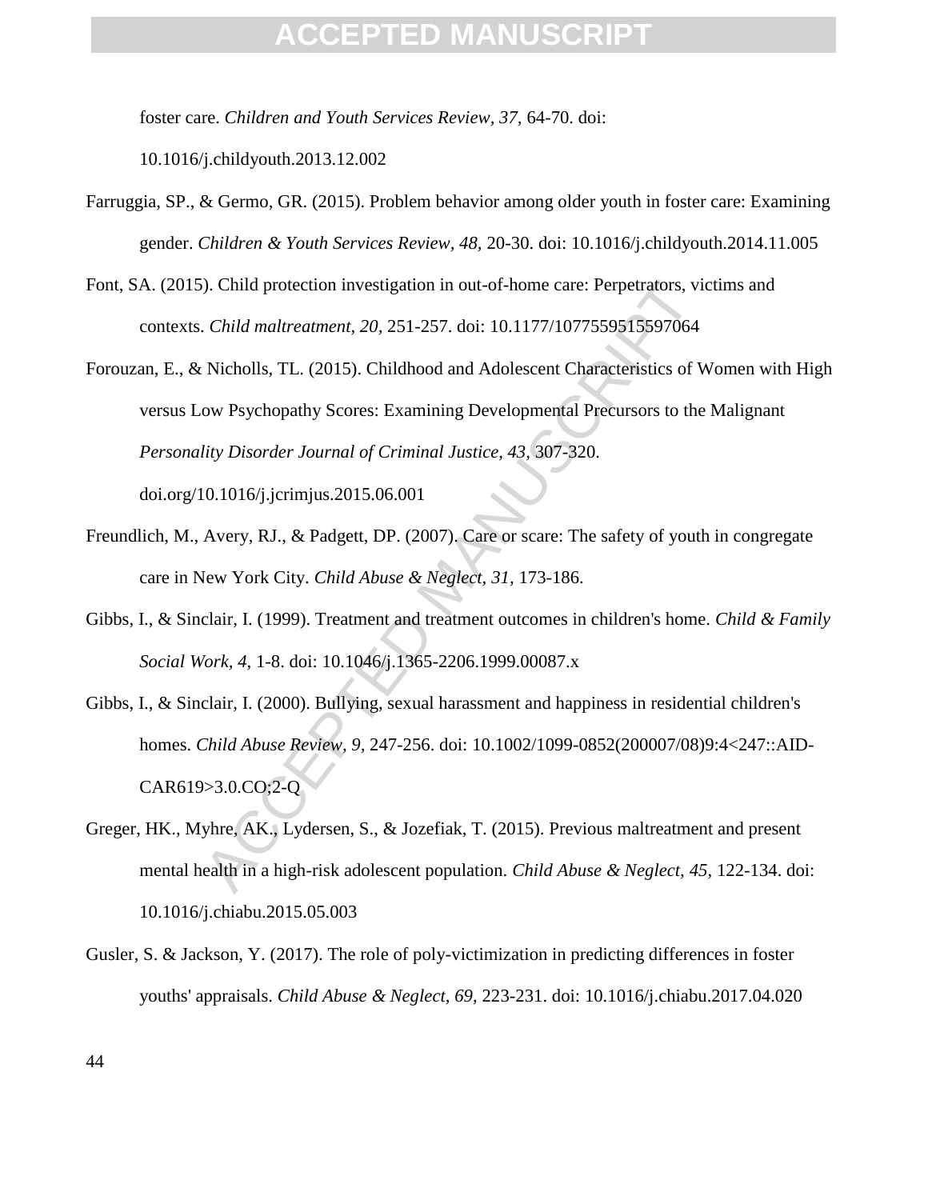foster care. *Children and Youth Services Review, 37,* 64-70. doi: 10.1016/j.childyouth.2013.12.002

Farruggia, SP., & Germo, GR. (2015). Problem behavior among older youth in foster care: Examining gender. *Children & Youth Services Review, 48,* 20-30. doi: 10.1016/j.childyouth.2014.11.005

Font, SA. (2015). Child protection investigation in out-of-home care: Perpetrators, victims and contexts. *Child maltreatment, 20,* 251-257. doi: 10.1177/1077559515597064

Forouzan, E., & Nicholls, TL. (2015). Childhood and Adolescent Characteristics of Women with High versus Low Psychopathy Scores: Examining Developmental Precursors to the Malignant *Personality Disorder Journal of Criminal Justice, 43,* 307-320. doi.org/10.1016/j.jcrimjus.2015.06.001

Freundlich, M., Avery, RJ., & Padgett, DP. (2007). Care or scare: The safety of youth in congregate care in New York City. *Child Abuse & Neglect, 31,* 173-186.

Gibbs, I., & Sinclair, I. (1999). Treatment and treatment outcomes in children's home. *Child & Family Social Work, 4,* 1-8. doi: 10.1046/j.1365-2206.1999.00087.x

Gibbs, I., & Sinclair, I. (2000). Bullying, sexual harassment and happiness in residential children's homes. *Child Abuse Review, 9,* 247-256. doi: 10.1002/1099-0852(200007/08)9:4<247::AID-CAR619>3.0.CO;2-Q

Greger, HK., Myhre, AK., Lydersen, S., & Jozefiak, T. (2015). Previous maltreatment and present mental health in a high-risk adolescent population. *Child Abuse & Neglect, 45,* 122-134. doi: 10.1016/j.chiabu.2015.05.003

Gusler, S. & Jackson, Y. (2017). The role of poly-victimization in predicting differences in foster youths' appraisals. *Child Abuse & Neglect, 69,* 223-231. doi: 10.1016/j.chiabu.2017.04.020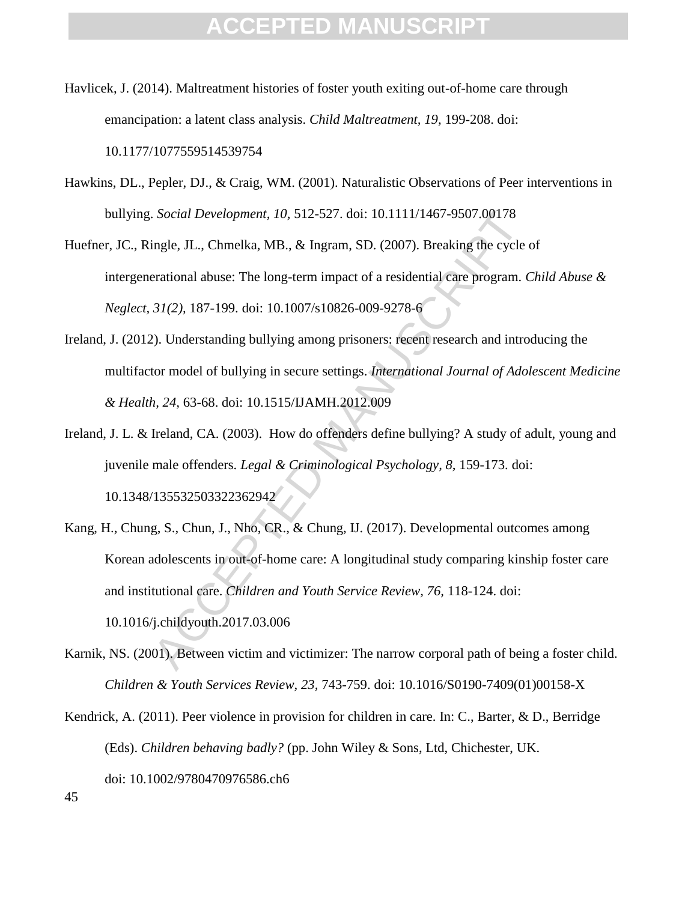Havlicek, J. (2014). Maltreatment histories of foster youth exiting out-of-home care through emancipation: a latent class analysis. *Child Maltreatment, 19,* 199-208. doi: 10.1177/1077559514539754

Hawkins, DL., Pepler, DJ., & Craig, WM. (2001). Naturalistic Observations of Peer interventions in bullying. *Social Development, 10,* 512-527. doi: 10.1111/1467-9507.00178

Huefner, JC., Ringle, JL., Chmelka, MB., & Ingram, SD. (2007). Breaking the cycle of intergenerational abuse: The long-term impact of a residential care program. *Child Abuse & Neglect, 31(2),* 187-199. doi: 10.1007/s10826-009-9278-6

Ireland, J. (2012). Understanding bullying among prisoners: recent research and introducing the multifactor model of bullying in secure settings. *International Journal of Adolescent Medicine & Health, 24,* 63-68. doi: 10.1515/IJAMH.2012.009

Ireland, J. L. & Ireland, CA. (2003). How do offenders define bullying? A study of adult, young and juvenile male offenders. *Legal & Criminological Psychology, 8,* 159-173. doi: 10.1348/135532503322362942

Kang, H., Chung, S., Chun, J., Nho, CR., & Chung, IJ. (2017). Developmental outcomes among Korean adolescents in out-of-home care: A longitudinal study comparing kinship foster care and institutional care. *Children and Youth Service Review, 76,* 118-124. doi: 10.1016/j.childyouth.2017.03.006

Karnik, NS. (2001). Between victim and victimizer: The narrow corporal path of being a foster child. *Children & Youth Services Review, 23,* 743-759. doi: 10.1016/S0190-7409(01)00158-X

Kendrick, A. (2011). Peer violence in provision for children in care. In: C., Barter, & D., Berridge (Eds). *Children behaving badly?* (pp. John Wiley & Sons, Ltd, Chichester, UK. doi: 10.1002/9780470976586.ch6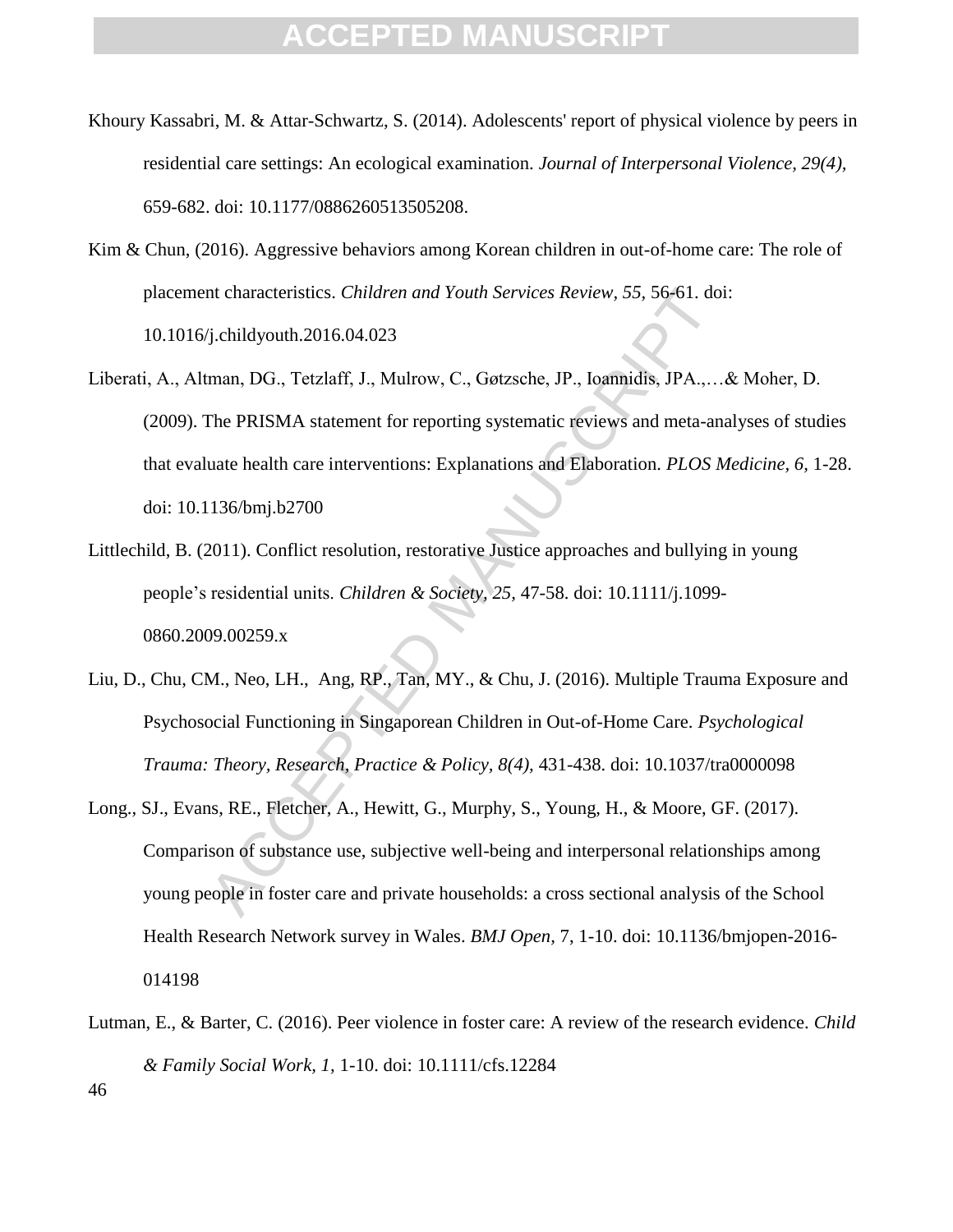Khoury Kassabri, M. & Attar-Schwartz, S. (2014). Adolescents' report of physical violence by peers in residential care settings: An ecological examination. *Journal of Interpersonal Violence, 29(4),* 659-682. doi: 10.1177/0886260513505208.

Kim & Chun, (2016). Aggressive behaviors among Korean children in out-of-home care: The role of placement characteristics. *Children and Youth Services Review, 55,* 56-61. doi: 10.1016/j.childyouth.2016.04.023

Liberati, A., Altman, DG., Tetzlaff, J., Mulrow, C., Gøtzsche, JP., Ioannidis, JPA.,…& Moher, D. (2009). The PRISMA statement for reporting systematic reviews and meta-analyses of studies that evaluate health care interventions: Explanations and Elaboration. *PLOS Medicine, 6,* 1-28. doi: 10.1136/bmj.b2700

Littlechild, B. (2011). Conflict resolution, restorative Justice approaches and bullying in young people's residential units. *Children & Society, 25,* 47-58. doi: 10.1111/j.1099-0860.2009.00259.x

Liu, D., Chu, CM., Neo, LH., Ang, RP., Tan, MY., & Chu, J. (2016). Multiple Trauma Exposure and Psychosocial Functioning in Singaporean Children in Out-of-Home Care. *Psychological Trauma: Theory, Research, Practice & Policy, 8(4),* 431-438. doi: 10.1037/tra0000098

Long., SJ., Evans, RE., Fletcher, A., Hewitt, G., Murphy, S., Young, H., & Moore, GF. (2017). Comparison of substance use, subjective well-being and interpersonal relationships among young people in foster care and private households: a cross sectional analysis of the School Health Research Network survey in Wales. *BMJ Open,* 7, 1-10. doi: 10.1136/bmjopen-2016-014198

Lutman, E., & Barter, C. (2016). Peer violence in foster care: A review of the research evidence. *Child & Family Social Work, 1,* 1-10. doi: 10.1111/cfs.12284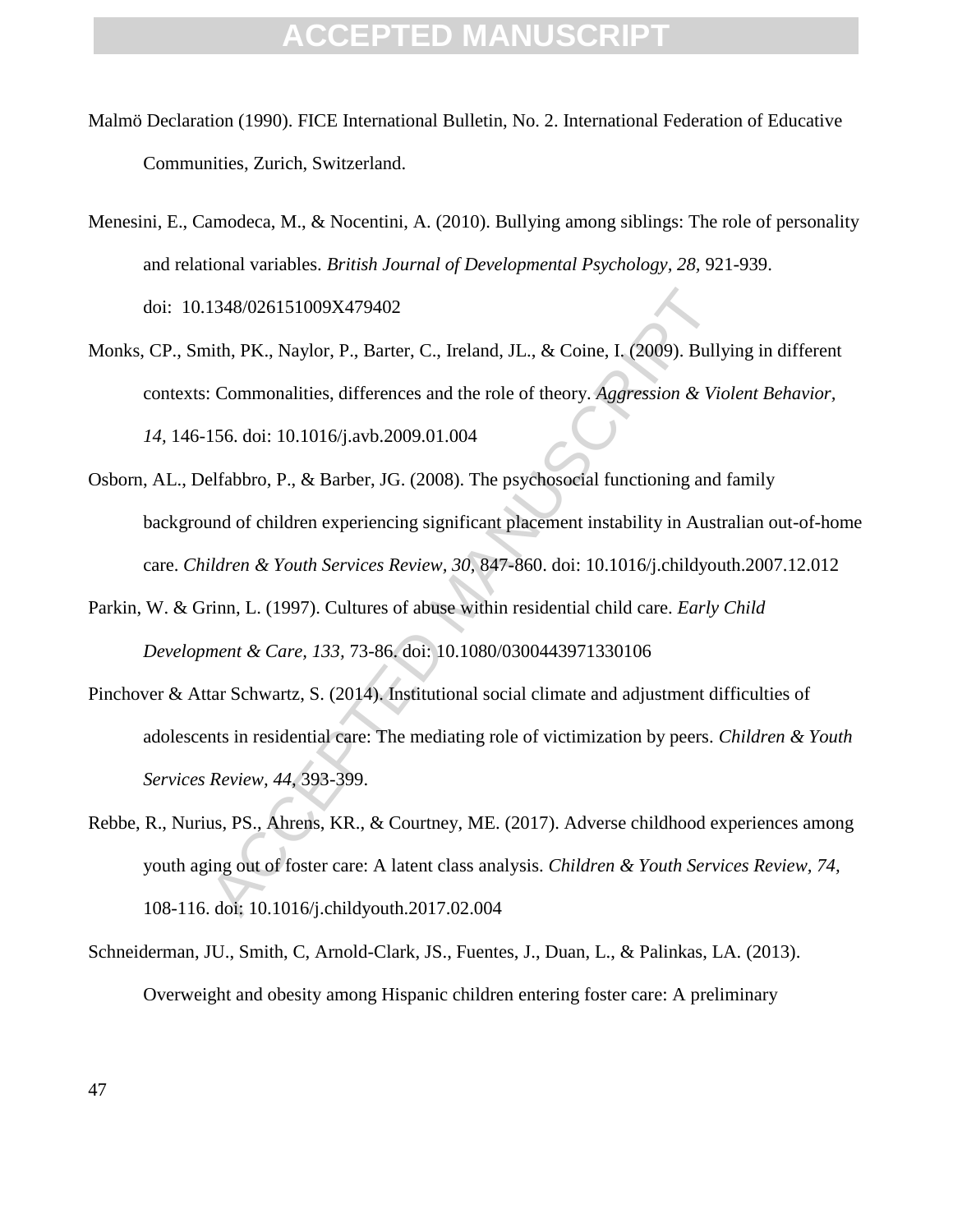Malmö Declaration (1990). FICE International Bulletin, No. 2. International Federation of Educative Communities, Zurich, Switzerland.

Menesini, E., Camodeca, M., & Nocentini, A. (2010). Bullying among siblings: The role of personality and relational variables. *British Journal of Developmental Psychology, 28,* 921-939. doi: 10.1348/026151009X479402

Monks, CP., Smith, PK., Naylor, P., Barter, C., Ireland, JL., & Coine, I. (2009). Bullying in different contexts: Commonalities, differences and the role of theory. *Aggression & Violent Behavior, 14,* 146-156. doi: 10.1016/j.avb.2009.01.004

Osborn, AL., Delfabbro, P., & Barber, JG. (2008). The psychosocial functioning and family background of children experiencing significant placement instability in Australian out-of-home care. *Children & Youth Services Review, 30,* 847-860. doi: 10.1016/j.childyouth.2007.12.012

Parkin, W. & Grinn, L. (1997). Cultures of abuse within residential child care. *Early Child Development & Care, 133,* 73-86. doi: 10.1080/0300443971330106

Pinchover & Attar Schwartz, S. (2014). Institutional social climate and adjustment difficulties of adolescents in residential care: The mediating role of victimization by peers. *Children & Youth Services Review, 44,* 393-399.

Rebbe, R., Nurius, PS., Ahrens, KR., & Courtney, ME. (2017). Adverse childhood experiences among youth aging out of foster care: A latent class analysis. *Children & Youth Services Review, 74,* 108-116. doi: 10.1016/j.childyouth.2017.02.004

Schneiderman, JU., Smith, C, Arnold-Clark, JS., Fuentes, J., Duan, L., & Palinkas, LA. (2013). Overweight and obesity among Hispanic children entering foster care: A preliminary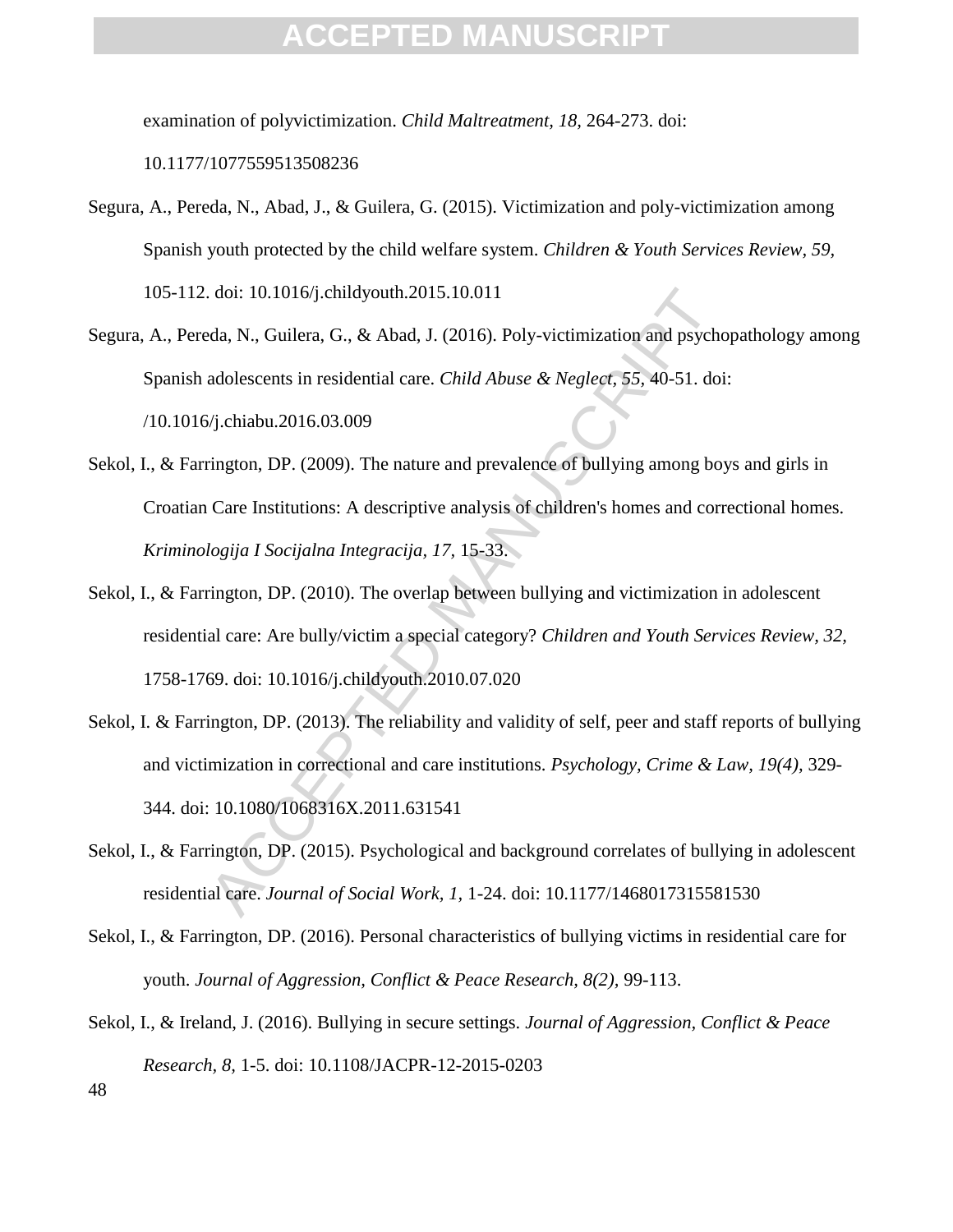examination of polyvictimization. *Child Maltreatment, 18,* 264-273. doi: 10.1177/1077559513508236

Segura, A., Pereda, N., Abad, J., & Guilera, G. (2015). Victimization and poly-victimization among Spanish youth protected by the child welfare system. *Children & Youth Services Review, 59,* 105-112. doi: 10.1016/j.childyouth.2015.10.011

Segura, A., Pereda, N., Guilera, G., & Abad, J. (2016). Poly-victimization and psychopathology among Spanish adolescents in residential care. *Child Abuse & Neglect, 55,* 40-51. doi: /10.1016/j.chiabu.2016.03.009

Sekol, I., & Farrington, DP. (2009). The nature and prevalence of bullying among boys and girls in Croatian Care Institutions: A descriptive analysis of children's homes and correctional homes. *Kriminologija I Socijalna Integracija, 17,* 15-33.

Sekol, I., & Farrington, DP. (2010). The overlap between bullying and victimization in adolescent residential care: Are bully/victim a special category? *Children and Youth Services Review, 32,* 1758-1769. doi: 10.1016/j.childyouth.2010.07.020

Sekol, I. & Farrington, DP. (2013). The reliability and validity of self, peer and staff reports of bullying and victimization in correctional and care institutions. *Psychology, Crime & Law, 19(4),* 329-344. doi: 10.1080/1068316X.2011.631541

Sekol, I., & Farrington, DP. (2015). Psychological and background correlates of bullying in adolescent residential care. *Journal of Social Work, 1,* 1-24. doi: 10.1177/1468017315581530

Sekol, I., & Farrington, DP. (2016). Personal characteristics of bullying victims in residential care for youth. *Journal of Aggression, Conflict & Peace Research, 8(2),* 99-113.

Sekol, I., & Ireland, J. (2016). Bullying in secure settings. *Journal of Aggression, Conflict & Peace Research, 8,* 1-5. doi: 10.1108/JACPR-12-2015-0203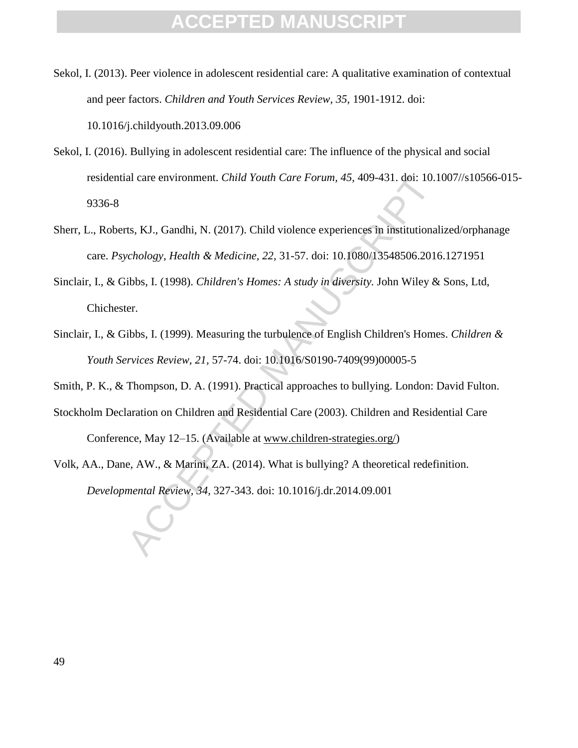Sekol, I. (2013). Peer violence in adolescent residential care: A qualitative examination of contextual and peer factors. *Children and Youth Services Review, 35,* 1901-1912. doi: 10.1016/j.childyouth.2013.09.006

Sekol, I. (2016). Bullying in adolescent residential care: The influence of the physical and social residential care environment. *Child Youth Care Forum, 45,* 409-431. doi: 10.1007//s10566-015-9336-8

Sherr, L., Roberts, KJ., Gandhi, N. (2017). Child violence experiences in institutionalized/orphanage care. *Psychology, Health & Medicine, 22,* 31-57. doi: 10.1080/13548506.2016.1271951

Sinclair, I., & Gibbs, I. (1998). *Children's Homes: A study in diversity.* John Wiley & Sons, Ltd, Chichester.

Sinclair, I., & Gibbs, I. (1999). Measuring the turbulence of English Children's Homes. *Children & Youth Services Review, 21,* 57-74. doi: 10.1016/S0190-7409(99)00005-5

Smith, P. K., & Thompson, D. A. (1991). Practical approaches to bullying. London: David Fulton.

Stockholm Declaration on Children and Residential Care (2003). Children and Residential Care Conference, May 12–15. (Available at www.children-strategies.org/)

Volk, AA., Dane, AW., & Marini, ZA. (2014). What is bullying? A theoretical redefinition. *Developmental Review, 34,* 327-343. doi: 10.1016/j.dr.2014.09.001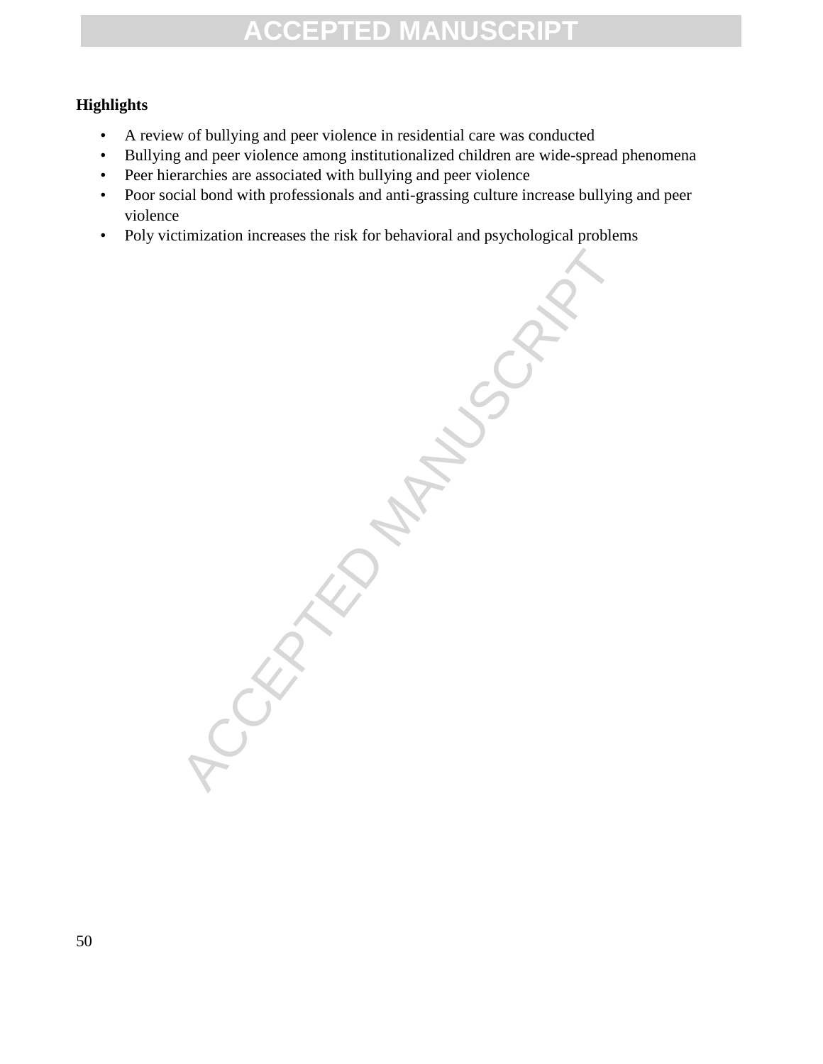**Highlights**

- A review of bullying and peer violence in residential care was conducted
- Bullying and peer violence among institutionalized children are wide-spread phenomena
- Peer hierarchies are associated with bullying and peer violence
- Poor social bond with professionals and anti-grassing culture increase bullying and peer violence
- Poly victimization increases the risk for behavioral and psychological problems